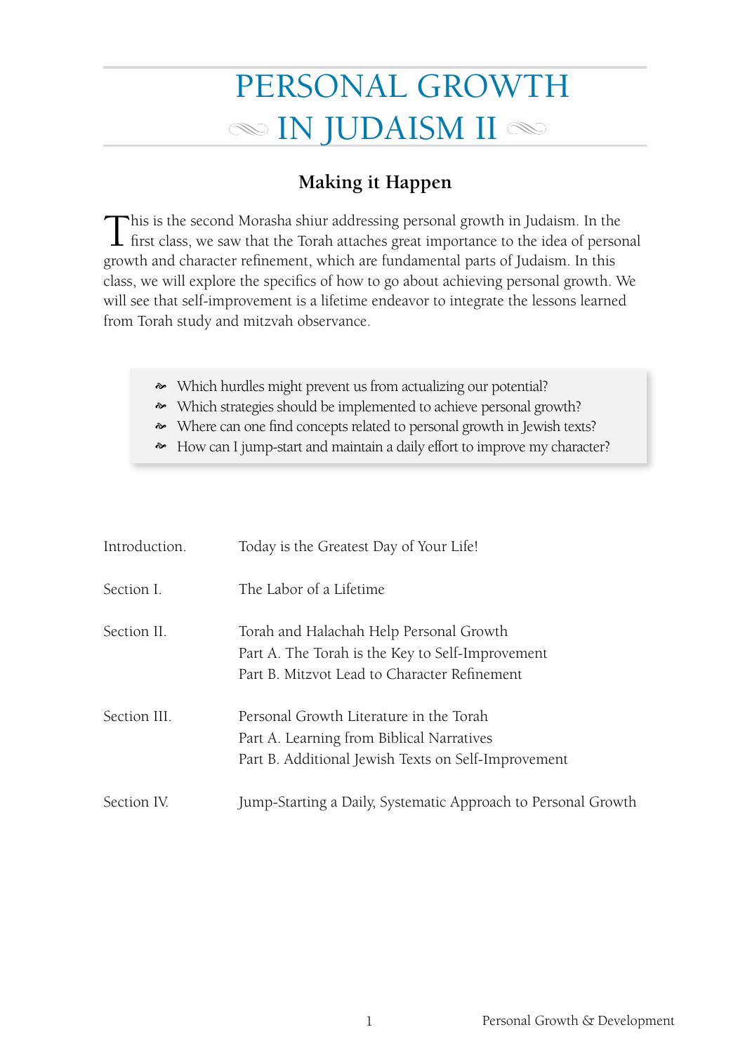# PERSONAL GROWTH IN JUDAISM II

## Making it Happen

This is the second Morasha shiur addressing personal growth in Judaism. In the first class, we saw that the Torah attaches great importance to the idea of personal growth and character refinement, which are fundamental parts of Judaism. In this class, we will explore the specifics of how to go about achieving personal growth. We will see that self-improvement is a lifetime endeavor to integrate the lessons learned from Torah study and mitzvah observance.

- Which hurdles might prevent us from actualizing our potential?
- Which strategies should be implemented to achieve personal growth?
- Where can one find concepts related to personal growth in Jewish texts?
- How can I jump-start and maintain a daily effort to improve my character?

| | |
|---|---|
| Introduction. | Today is the Greatest Day of Your Life! |
| Section I. | The Labor of a Lifetime |
| Section II. | Torah and Halachah Help Personal Growth<br>Part A. The Torah is the Key to Self-Improvement<br>Part B. Mitzvot Lead to Character Refinement |
| Section III. | Personal Growth Literature in the Torah<br>Part A. Learning from Biblical Narratives<br>Part B. Additional Jewish Texts on Self-Improvement |
| Section IV. | Jump-Starting a Daily, Systematic Approach to Personal Growth |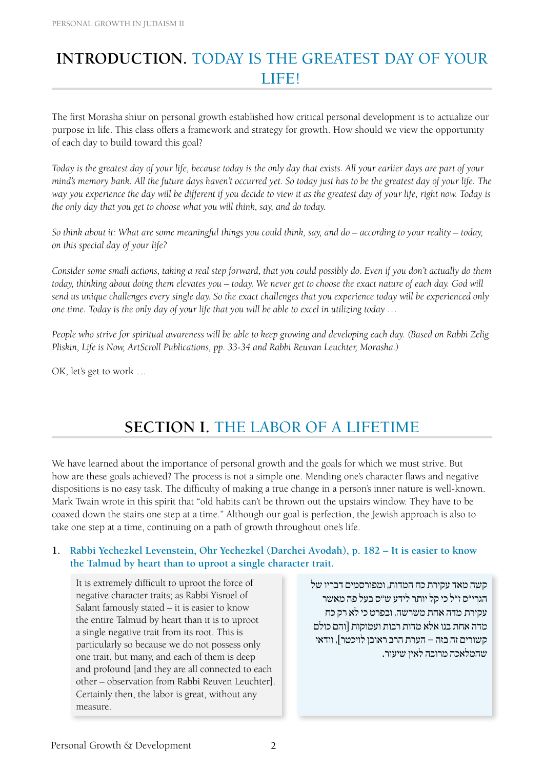# INTRODUCTION. TODAY IS THE GREATEST DAY OF YOUR LIFE!

The first Morasha shiur on personal growth established how critical personal development is to actualize our purpose in life. This class offers a framework and strategy for growth. How should we view the opportunity of each day to build toward this goal?

*Today is the greatest day of your life, because today is the only day that exists. All your earlier days are part of your mind's memory bank. All the future days haven't occurred yet. So today just has to be the greatest day of your life. The way you experience the day will be different if you decide to view it as the greatest day of your life, right now. Today is the only day that you get to choose what you will think, say, and do today.*

*So think about it: What are some meaningful things you could think, say, and do – according to your reality – today, on this special day of your life?*

*Consider some small actions, taking a real step forward, that you could possibly do. Even if you don't actually do them today, thinking about doing them elevates you – today. We never get to choose the exact nature of each day. God will send us unique challenges every single day. So the exact challenges that you experience today will be experienced only one time. Today is the only day of your life that you will be able to excel in utilizing today …*

*People who strive for spiritual awareness will be able to keep growing and developing each day. (Based on Rabbi Zelig Pliskin, Life is Now, ArtScroll Publications, pp. 33-34 and Rabbi Reuvan Leuchter, Morasha.)*

OK, let's get to work …

# SECTION I. THE LABOR OF A LIFETIME

We have learned about the importance of personal growth and the goals for which we must strive. But how are these goals achieved? The process is not a simple one. Mending one's character flaws and negative dispositions is no easy task. The difficulty of making a true change in a person's inner nature is well-known. Mark Twain wrote in this spirit that "old habits can't be thrown out the upstairs window. They have to be coaxed down the stairs one step at a time." Although our goal is perfection, the Jewish approach is also to take one step at a time, continuing on a path of growth throughout one's life.

**1. Rabbi Yechezkel Levenstein, Ohr Yechezkel (Darchei Avodah), p. 182 – It is easier to know the Talmud by heart than to uproot a single character trait.**

It is extremely difficult to uproot the force of negative character traits; as Rabbi Yisroel of Salant famously stated – it is easier to know the entire Talmud by heart than it is to uproot a single negative trait from its root. This is particularly so because we do not possess only one trait, but many, and each of them is deep and profound [and they are all connected to each other – observation from Rabbi Reuven Leuchter]. Certainly then, the labor is great, without any measure.

קשה מאד עקירת כח המדות, ומפורסמים דבריו של הגרי"ס ז"ל כי קל יותר לידע ש"ס בעל פה מאשר עקירת מדה אחת משרשה, ובפרט כי לא רק כח מדה אחת בנו אלא מדות רבות ועמוקות [והם כולם קשורים זה בזה – הערת הרב ראובן לויכטר], וודאי שהמלאכה מרובה לאין שיעור.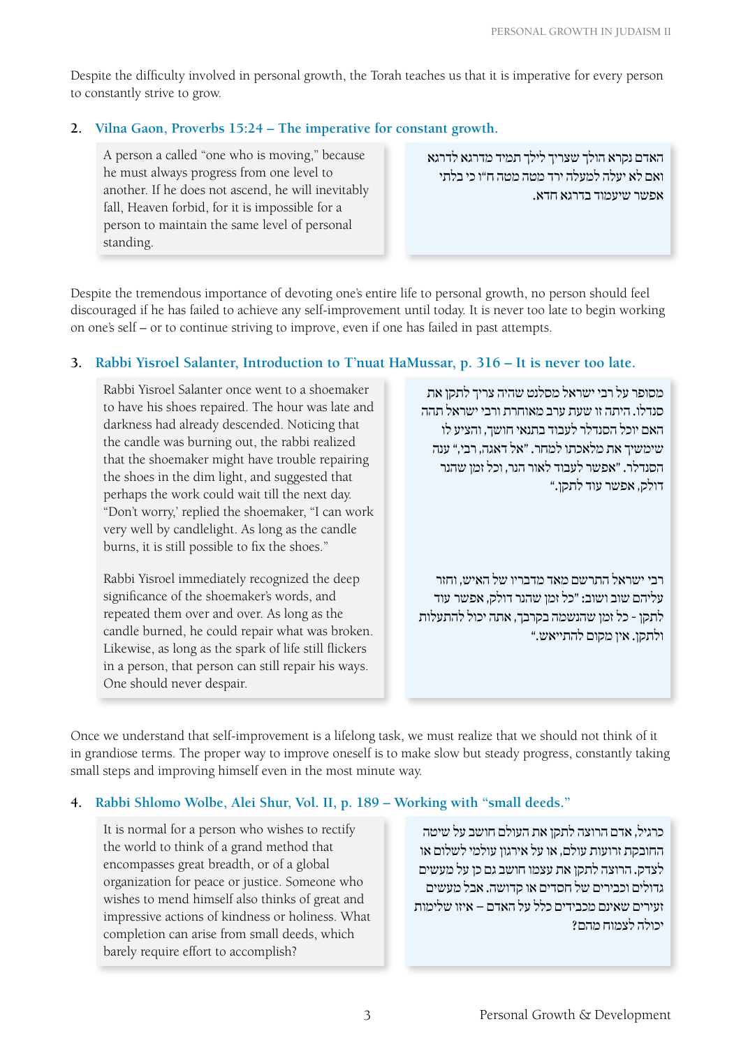Despite the difficulty involved in personal growth, the Torah teaches us that it is imperative for every person to constantly strive to grow.

### 2. Vilna Gaon, Proverbs 15:24 – The imperative for constant growth.

A person a called "one who is moving," because he must always progress from one level to another. If he does not ascend, he will inevitably fall, Heaven forbid, for it is impossible for a person to maintain the same level of personal standing.

האדם נקרא הולך שצריך לילך תמיד מדרגא לדרגא ואם לא יעלה למעלה ירד מטה מטה ח"ו כי בלתי אפשר שיעמוד בדרגא חדא.

Despite the tremendous importance of devoting one's entire life to personal growth, no person should feel discouraged if he has failed to achieve any self-improvement until today. It is never too late to begin working on one's self – or to continue striving to improve, even if one has failed in past attempts.

### 3. Rabbi Yisroel Salanter, Introduction to T'nuat HaMussar, p. 316 – It is never too late.

Rabbi Yisroel Salanter once went to a shoemaker to have his shoes repaired. The hour was late and darkness had already descended. Noticing that the candle was burning out, the rabbi realized that the shoemaker might have trouble repairing the shoes in the dim light, and suggested that perhaps the work could wait till the next day. "Don't worry,' replied the shoemaker, "I can work very well by candlelight. As long as the candle burns, it is still possible to fix the shoes."

Rabbi Yisroel immediately recognized the deep significance of the shoemaker's words, and repeated them over and over. As long as the candle burned, he could repair what was broken. Likewise, as long as the spark of life still flickers in a person, that person can still repair his ways. One should never despair.

מסופר על רבי ישראל מסלנט שהיה צריך לתקן את סנדלו. היתה זו שעת ערב מאוחרת ורבי ישראל תהה האם יוכל הסנדלר לעבוד בתנאי חושך, והציע לו שימשיך את מלאכתו למחר. "אל דאגה, רבי," ענה הסנדלר. "אפשר לעבוד לאור הנר, וכל זמן שהנר דולק, אפשר עוד לתקן."

רבי ישראל התרשם מאד מדבריו של האיש, וחזר עליהם שוב ושוב: "כל זמן שהנר דולק, אפשר עוד לתקן - כל זמן שהנשמה בקרבך, אתה יכול להתעלות ולתקן. אין מקום להתייאש."

Once we understand that self-improvement is a lifelong task, we must realize that we should not think of it in grandiose terms. The proper way to improve oneself is to make slow but steady progress, constantly taking small steps and improving himself even in the most minute way.

### 4. Rabbi Shlomo Wolbe, Alei Shur, Vol. II, p. 189 – Working with "small deeds."

It is normal for a person who wishes to rectify the world to think of a grand method that encompasses great breadth, or of a global organization for peace or justice. Someone who wishes to mend himself also thinks of great and impressive actions of kindness or holiness. What completion can arise from small deeds, which barely require effort to accomplish?

כרגיל, אדם הרוצה לתקן את העולם חושב על שיטה החובקת זרועות עולם, או על אירגון עולמי לשלום או לצדק. הרוצה לתקן את עצמו חושב גם כן על מעשים גדולים וכבירים של חסדים או קדושה. אבל מעשים זעירים שאינם מכבידים כלל על האדם – איזו שלימות יכולה לצמוח מהם?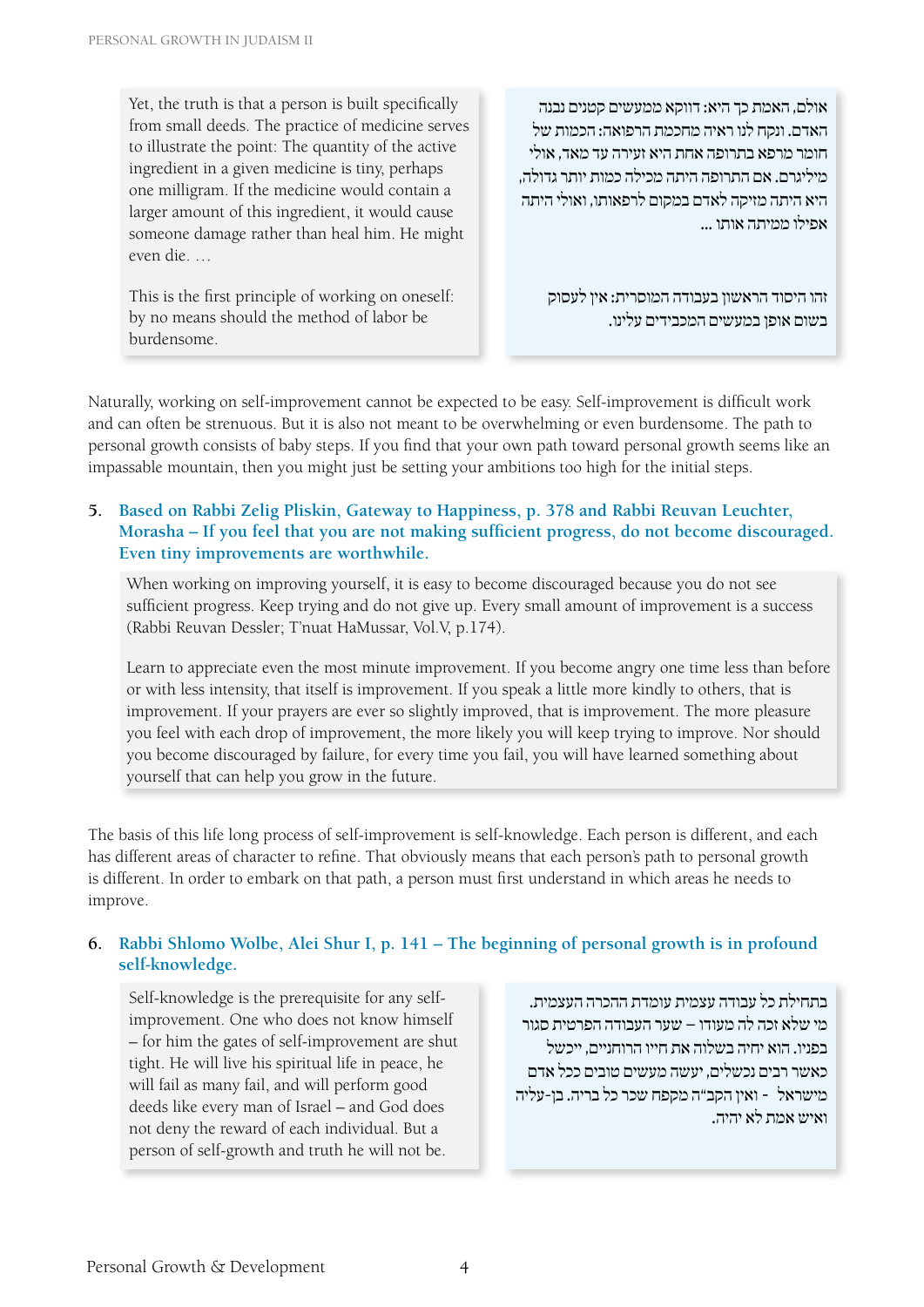Yet, the truth is that a person is built specifically from small deeds. The practice of medicine serves to illustrate the point: The quantity of the active ingredient in a given medicine is tiny, perhaps one milligram. If the medicine would contain a larger amount of this ingredient, it would cause someone damage rather than heal him. He might even die. …

This is the first principle of working on oneself: by no means should the method of labor be burdensome.

אולם, האמת כך היא: דווקא ממעשים קטנים נבנה האדם. ונקח לנו ראיה מחכמת הרפואה: הכמות של חומר מרפא בתרופה אחת היא זעירה עד מאד, אולי מיליגרם. אם התרופה היתה מכילה כמות יותר גדולה, היא היתה מזיקה לאדם במקום לרפאותו, ואולי היתה אפילו ממיתה אותו ...

זהו היסוד הראשון בעבודה המוסרית: אין לעסוק בשום אופן במעשים המכבידים עלינו.

Naturally, working on self-improvement cannot be expected to be easy. Self-improvement is difficult work and can often be strenuous. But it is also not meant to be overwhelming or even burdensome. The path to personal growth consists of baby steps. If you find that your own path toward personal growth seems like an impassable mountain, then you might just be setting your ambitions too high for the initial steps.

**5. Based on Rabbi Zelig Pliskin, Gateway to Happiness, p. 378 and Rabbi Reuvan Leuchter, Morasha – If you feel that you are not making sufficient progress, do not become discouraged. Even tiny improvements are worthwhile.**

When working on improving yourself, it is easy to become discouraged because you do not see sufficient progress. Keep trying and do not give up. Every small amount of improvement is a success (Rabbi Reuvan Dessler; T'nuat HaMussar, Vol.V, p.174).

Learn to appreciate even the most minute improvement. If you become angry one time less than before or with less intensity, that itself is improvement. If you speak a little more kindly to others, that is improvement. If your prayers are ever so slightly improved, that is improvement. The more pleasure you feel with each drop of improvement, the more likely you will keep trying to improve. Nor should you become discouraged by failure, for every time you fail, you will have learned something about yourself that can help you grow in the future.

The basis of this life long process of self-improvement is self-knowledge. Each person is different, and each has different areas of character to refine. That obviously means that each person's path to personal growth is different. In order to embark on that path, a person must first understand in which areas he needs to improve.

**6. Rabbi Shlomo Wolbe, Alei Shur I, p. 141 – The beginning of personal growth is in profound self-knowledge.**

Self-knowledge is the prerequisite for any self-improvement. One who does not know himself – for him the gates of self-improvement are shut tight. He will live his spiritual life in peace, he will fail as many fail, and will perform good deeds like every man of Israel – and God does not deny the reward of each individual. But a person of self-growth and truth he will not be.

בתחילת כל עבודה עצמית עומדת ההכרה העצמית. מי שלא זכה לה מעודו – שער העבודה הפרטית סגור בפניו. הוא יחיה בשלוה את חייו הרוחניים, ייכשל כאשר רבים נכשלים, יעשה מעשים טובים ככל אדם מישראל - ואין הקב"ה מקפח שכר כל בריה. בן-עליה ואיש אמת לא יהיה.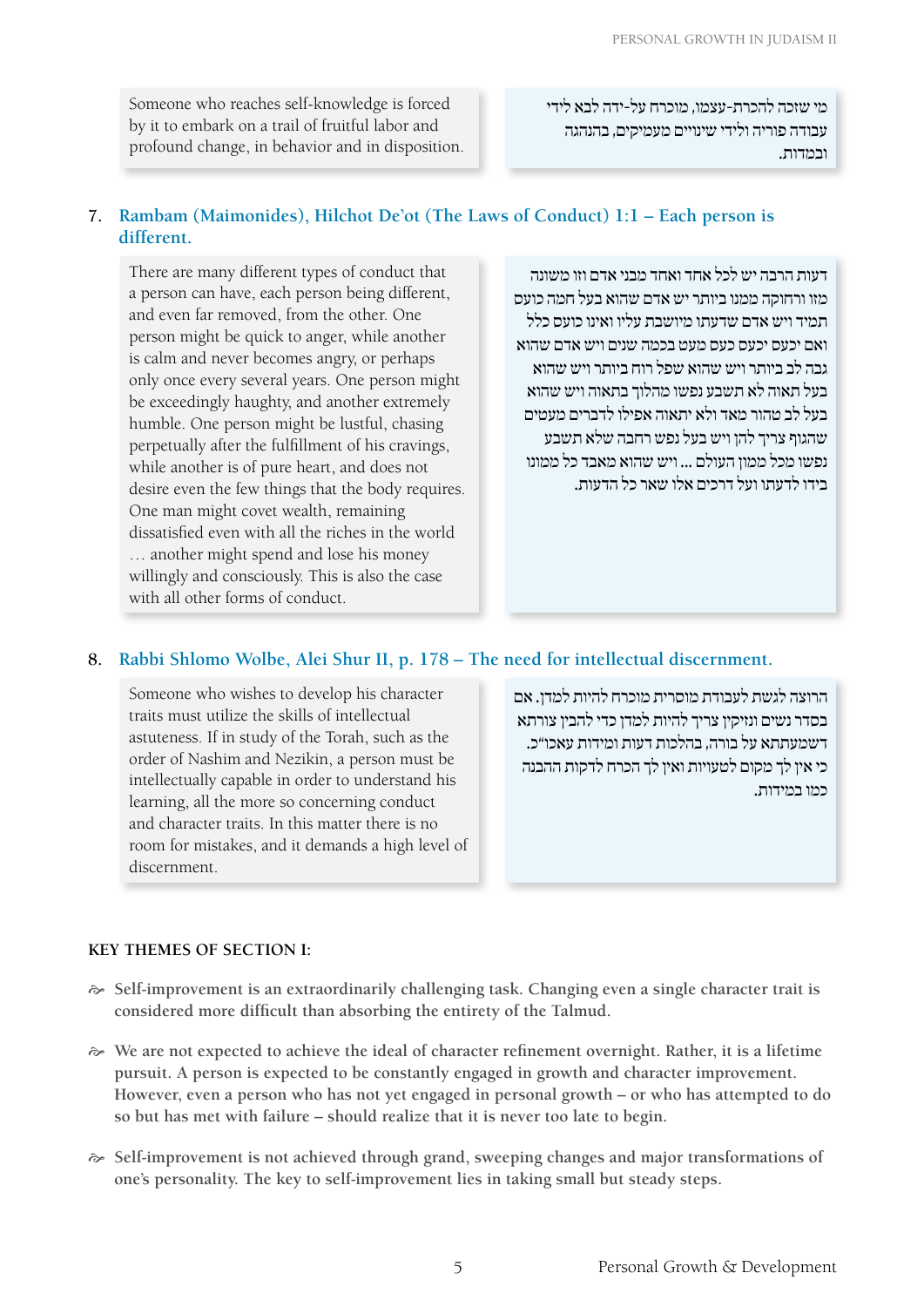Someone who reaches self-knowledge is forced by it to embark on a trail of fruitful labor and profound change, in behavior and in disposition.

מי שזכה להכרת-עצמו, מוכרח על-ידה לבא לידי עבודה פוריה ולידי שינויים מעמיקים, בהנהגה ובמדות.

## 7. Rambam (Maimonides), Hilchot De'ot (The Laws of Conduct) 1:1 – Each person is different.

There are many different types of conduct that a person can have, each person being different, and even far removed, from the other. One person might be quick to anger, while another is calm and never becomes angry, or perhaps only once every several years. One person might be exceedingly haughty, and another extremely humble. One person might be lustful, chasing perpetually after the fulfillment of his cravings, while another is of pure heart, and does not desire even the few things that the body requires. One man might covet wealth, remaining dissatisfied even with all the riches in the world … another might spend and lose his money willingly and consciously. This is also the case with all other forms of conduct.

דעות הרבה יש לכל אחד ואחד מבני אדם וזו משונה מזו ורחוקה ממנו ביותר יש אדם שהוא בעל חמה כועס תמיד ויש אדם שדעתו מיושבת עליו ואינו כועס כלל ואם יכעס יכעס כעס מעט בכמה שנים ויש אדם שהוא גבה לב ביותר ויש שהוא שפל רוח ביותר ויש שהוא בעל תאוה לא תשבע נפשו מהלוך בתאוה ויש שהוא בעל לב טהור מאד ולא יתאוה אפילו לדברים מעטים שהגוף צריך להן ויש בעל נפש רחבה שלא תשבע נפשו מכל ממון העולם ... ויש שהוא מאבד כל ממונו בידו לדעתו ועל דרכים אלו שאר כל הדעות.

## 8. Rabbi Shlomo Wolbe, Alei Shur II, p. 178 – The need for intellectual discernment.

Someone who wishes to develop his character traits must utilize the skills of intellectual astuteness. If in study of the Torah, such as the order of Nashim and Nezikin, a person must be intellectually capable in order to understand his learning, all the more so concerning conduct and character traits. In this matter there is no room for mistakes, and it demands a high level of discernment.

הרוצה לגשת לעבודת מוסרית מוכרח להיות למדן. אם בסדר נשים ונזיקין צריך להיות למדן כדי להבין צורתא דשמעתתא על בורה, בהלכות דעות ומידות עאכו"כ. כי אין לך מקום לטעויות ואין לך הכרח לדקות ההבנה כמו במידות.

### KEY THEMES OF SECTION I:

- Self-improvement is an extraordinarily challenging task. Changing even a single character trait is considered more difficult than absorbing the entirety of the Talmud.
- We are not expected to achieve the ideal of character refinement overnight. Rather, it is a lifetime pursuit. A person is expected to be constantly engaged in growth and character improvement. However, even a person who has not yet engaged in personal growth – or who has attempted to do so but has met with failure – should realize that it is never too late to begin.
- Self-improvement is not achieved through grand, sweeping changes and major transformations of one's personality. The key to self-improvement lies in taking small but steady steps.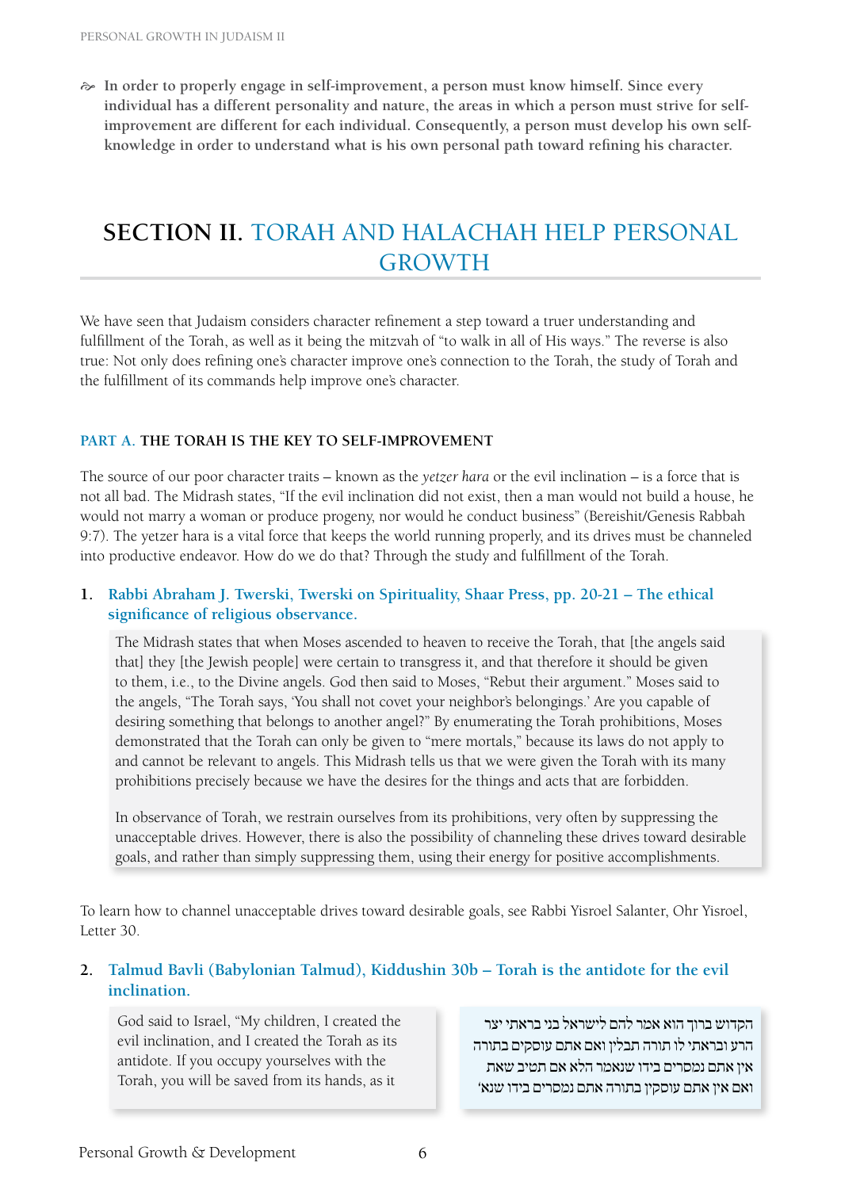- **In order to properly engage in self-improvement, a person must know himself. Since every individual has a different personality and nature, the areas in which a person must strive for self-improvement are different for each individual. Consequently, a person must develop his own self-knowledge in order to understand what is his own personal path toward refining his character.**

## SECTION II. TORAH AND HALACHAH HELP PERSONAL GROWTH

We have seen that Judaism considers character refinement a step toward a truer understanding and fulfillment of the Torah, as well as it being the mitzvah of "to walk in all of His ways." The reverse is also true: Not only does refining one's character improve one's connection to the Torah, the study of Torah and the fulfillment of its commands help improve one's character.

### PART A. THE TORAH IS THE KEY TO SELF-IMPROVEMENT

The source of our poor character traits – known as the *yetzer hara* or the evil inclination – is a force that is not all bad. The Midrash states, "If the evil inclination did not exist, then a man would not build a house, he would not marry a woman or produce progeny, nor would he conduct business" (Bereishit/Genesis Rabbah 9:7). The yetzer hara is a vital force that keeps the world running properly, and its drives must be channeled into productive endeavor. How do we do that? Through the study and fulfillment of the Torah.

**1. Rabbi Abraham J. Twerski, Twerski on Spirituality, Shaar Press, pp. 20-21 – The ethical significance of religious observance.**

> The Midrash states that when Moses ascended to heaven to receive the Torah, that [the angels said that] they [the Jewish people] were certain to transgress it, and that therefore it should be given to them, i.e., to the Divine angels. God then said to Moses, "Rebut their argument." Moses said to the angels, "The Torah says, 'You shall not covet your neighbor's belongings.' Are you capable of desiring something that belongs to another angel?" By enumerating the Torah prohibitions, Moses demonstrated that the Torah can only be given to "mere mortals," because its laws do not apply to and cannot be relevant to angels. This Midrash tells us that we were given the Torah with its many prohibitions precisely because we have the desires for the things and acts that are forbidden.
>
> In observance of Torah, we restrain ourselves from its prohibitions, very often by suppressing the unacceptable drives. However, there is also the possibility of channeling these drives toward desirable goals, and rather than simply suppressing them, using their energy for positive accomplishments.

To learn how to channel unacceptable drives toward desirable goals, see Rabbi Yisroel Salanter, Ohr Yisroel, Letter 30.

**2. Talmud Bavli (Babylonian Talmud), Kiddushin 30b – Torah is the antidote for the evil inclination.**

> God said to Israel, "My children, I created the evil inclination, and I created the Torah as its antidote. If you occupy yourselves with the Torah, you will be saved from its hands, as it

> הקדוש ברוך הוא אמר להם לישראל בני בראתי יצר הרע ובראתי לו תורה תבלין ואם אתם עוסקים בתורה אין אתם נמסרים בידו שנאמר הלא אם תטיב שאת ואם אין אתם עוסקין בתורה אתם נמסרים בידו שנא'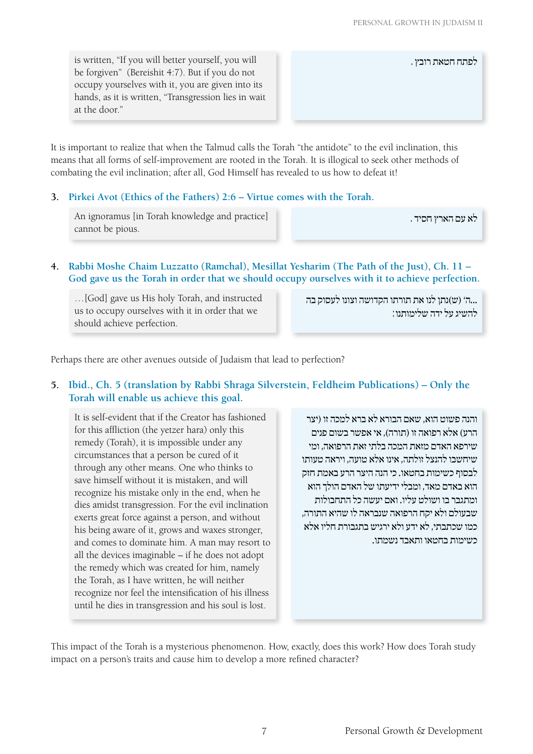is written, "If you will better yourself, you will be forgiven" (Bereishit 4:7). But if you do not occupy yourselves with it, you are given into its hands, as it is written, "Transgression lies in wait at the door."

לפתח חטאת רובץ.

It is important to realize that when the Talmud calls the Torah "the antidote" to the evil inclination, this means that all forms of self-improvement are rooted in the Torah. It is illogical to seek other methods of combating the evil inclination; after all, God Himself has revealed to us how to defeat it!

### 3. Pirkei Avot (Ethics of the Fathers) 2:6 – Virtue comes with the Torah.

An ignoramus [in Torah knowledge and practice] cannot be pious.

לא עם הארץ חסיד.

### 4. Rabbi Moshe Chaim Luzzatto (Ramchal), Mesillat Yesharim (The Path of the Just), Ch. 11 – God gave us the Torah in order that we should occupy ourselves with it to achieve perfection.

…[God] gave us His holy Torah, and instructed us to occupy ourselves with it in order that we should achieve perfection.

...ה' (ש)נתן לנו את תורתו הקדושה וצונו לעסוק בה להשיג על ידה שלימותנו:

Perhaps there are other avenues outside of Judaism that lead to perfection?

### 5. Ibid., Ch. 5 (translation by Rabbi Shraga Silverstein, Feldheim Publications) – Only the Torah will enable us achieve this goal.

It is self-evident that if the Creator has fashioned for this affliction (the yetzer hara) only this remedy (Torah), it is impossible under any circumstances that a person be cured of it through any other means. One who thinks to save himself without it is mistaken, and will recognize his mistake only in the end, when he dies amidst transgression. For the evil inclination exerts great force against a person, and without his being aware of it, grows and waxes stronger, and comes to dominate him. A man may resort to all the devices imaginable – if he does not adopt the remedy which was created for him, namely the Torah, as I have written, he will neither recognize nor feel the intensification of his illness until he dies in transgression and his soul is lost.

והנה פשוט הוא, שאם הבורא לא ברא למכה זו (יצר הרע) אלא רפואה זו (תורה), אי אפשר בשום פנים שירפא האדם מזאת המכה בלתי זאת הרפואה, ומי שיחשבו להנצל זולתה, אינו אלא טועה, ויראה טעותו לבסוף כשימות בחטאו. כי הנה היצר הרע באמת חזק הוא באדם מאד, ומבלי ידיעתו של האדם הולך הוא ומתגבר בו ושולט עליו. ואם יעשה כל התחבולות שבעולם ולא יקח הרפואה שנבראה לו שהיא התורה, כמו שכתבתי, לא ידע ולא ירגיש בתגבורת חליו אלא כשימות בחטאו ותאבד נשמתו.

This impact of the Torah is a mysterious phenomenon. How, exactly, does this work? How does Torah study impact on a person's traits and cause him to develop a more refined character?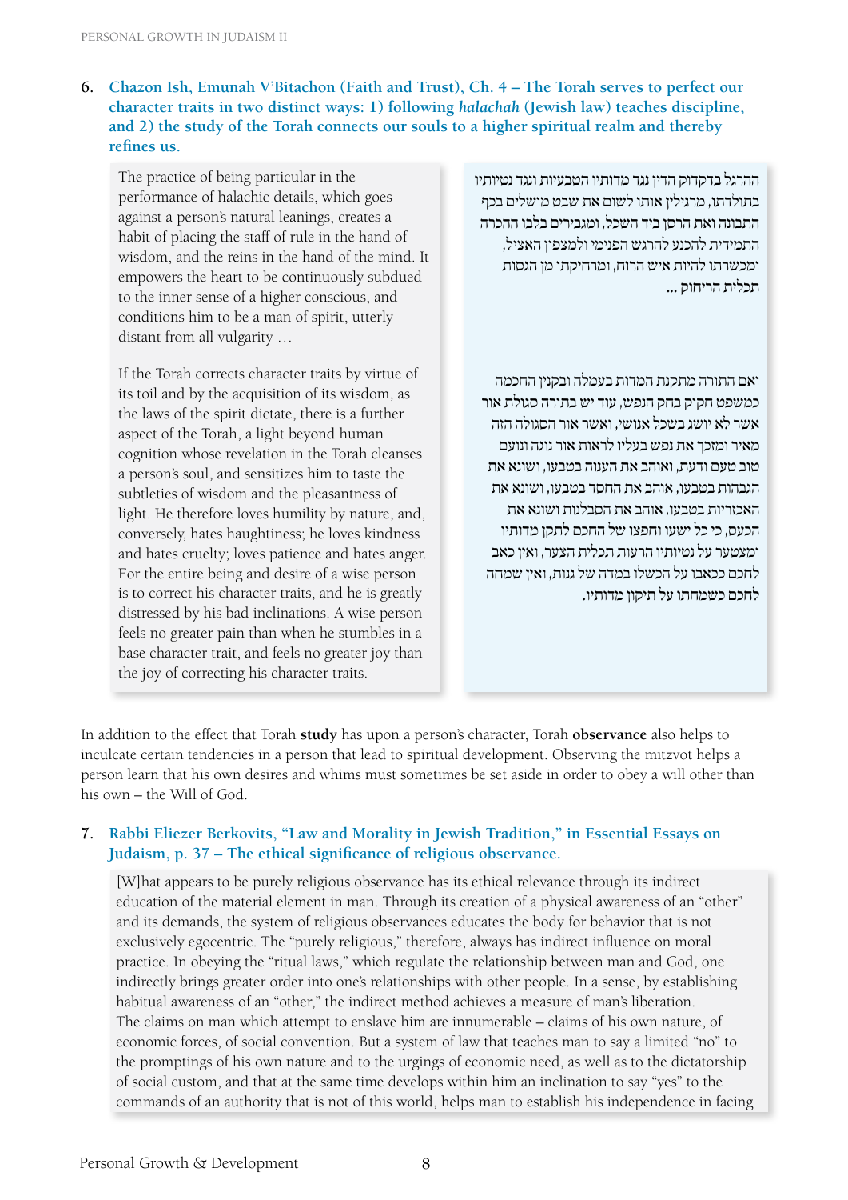6. **Chazon Ish, Emunah V'Bitachon (Faith and Trust), Ch. 4 – The Torah serves to perfect our character traits in two distinct ways: 1) following *halachah* (Jewish law) teaches discipline, and 2) the study of the Torah connects our souls to a higher spiritual realm and thereby refines us.**

ההרגל בדקדוק הדין נגד מדותיו הטבעיות ונגד נטיותיו בתולדתו, מרגילין אותו לשום את שבט מושלים בכף התבונה ואת הרסן ביד השכל, ומגבירים בלבו ההכרה התמידית להכנע להרגש הפנימי ולמצפון האציל, ומכשרתו להיות איש הרוח, ומרחיקתו מן הגסות תכלית הריחוק ...

The practice of being particular in the performance of halachic details, which goes against a person's natural leanings, creates a habit of placing the staff of rule in the hand of wisdom, and the reins in the hand of the mind. It empowers the heart to be continuously subdued to the inner sense of a higher conscious, and conditions him to be a man of spirit, utterly distant from all vulgarity …

ואם התורה מתקנת המדות בעמלה ובקנין החכמה כמשפט חקוק בחק הנפש, עוד יש בתורה סגולת אור אשר לא יושג בשכל אנושי, ואשר אור הסגולה הזה מאיר ומזכך את נפש בעליו לראות אור נוגה ונועם טוב טעם ודעת, ואוהב את הענוה בטבעו, ושונא את הגבהות בטבעו, אוהב את החסד בטבעו, ושונא את האכזריות בטבעו, אוהב את הסבלנות ושונא את הכעס, כי כל ישעו וחפצו של החכם לתקן מדותיו ומצטער על נטיותיו הרעות תכלית הצער, ואין כאב לחכם ככאבו על הכשלו במדה של גנות, ואין שמחה לחכם כשמחתו על תיקון מדותיו.

If the Torah corrects character traits by virtue of its toil and by the acquisition of its wisdom, as the laws of the spirit dictate, there is a further aspect of the Torah, a light beyond human cognition whose revelation in the Torah cleanses a person's soul, and sensitizes him to taste the subtleties of wisdom and the pleasantness of light. He therefore loves humility by nature, and, conversely, hates haughtiness; he loves kindness and hates cruelty; loves patience and hates anger. For the entire being and desire of a wise person is to correct his character traits, and he is greatly distressed by his bad inclinations. A wise person feels no greater pain than when he stumbles in a base character trait, and feels no greater joy than the joy of correcting his character traits.

In addition to the effect that Torah **study** has upon a person's character, Torah **observance** also helps to inculcate certain tendencies in a person that lead to spiritual development. Observing the mitzvot helps a person learn that his own desires and whims must sometimes be set aside in order to obey a will other than his own – the Will of God.

7. **Rabbi Eliezer Berkovits, "Law and Morality in Jewish Tradition," in Essential Essays on Judaism, p. 37 – The ethical significance of religious observance.**

[W]hat appears to be purely religious observance has its ethical relevance through its indirect education of the material element in man. Through its creation of a physical awareness of an "other" and its demands, the system of religious observances educates the body for behavior that is not exclusively egocentric. The "purely religious," therefore, always has indirect influence on moral practice. In obeying the "ritual laws," which regulate the relationship between man and God, one indirectly brings greater order into one's relationships with other people. In a sense, by establishing habitual awareness of an "other," the indirect method achieves a measure of man's liberation. The claims on man which attempt to enslave him are innumerable – claims of his own nature, of economic forces, of social convention. But a system of law that teaches man to say a limited "no" to the promptings of his own nature and to the urgings of economic need, as well as to the dictatorship of social custom, and that at the same time develops within him an inclination to say "yes" to the commands of an authority that is not of this world, helps man to establish his independence in facing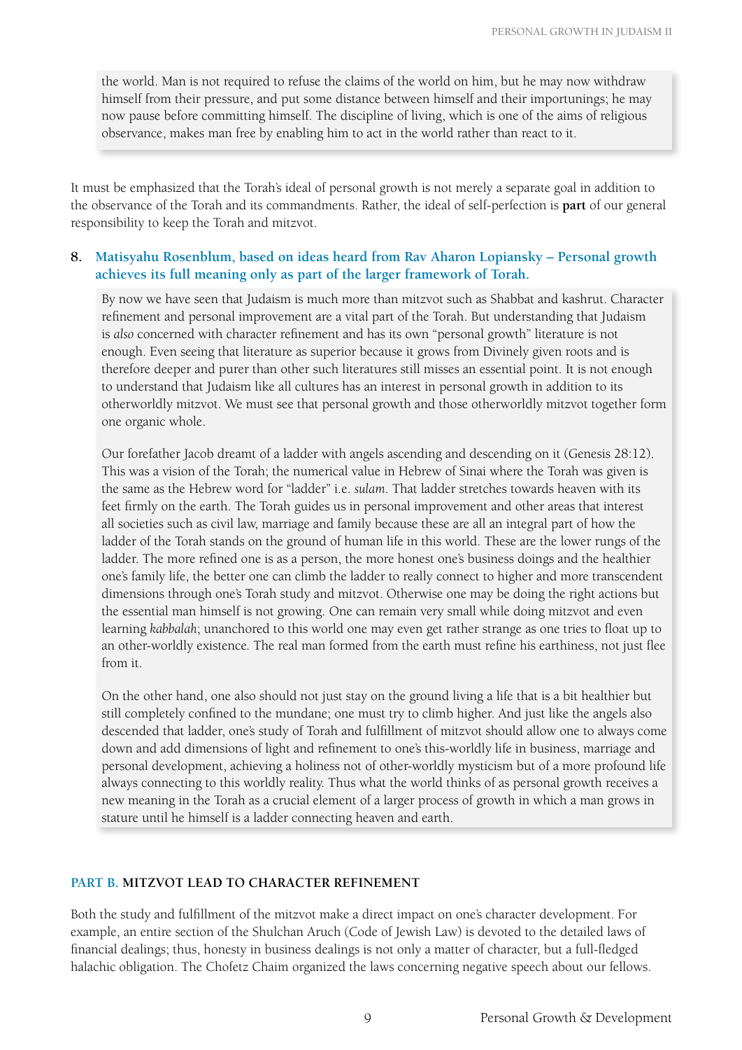the world. Man is not required to refuse the claims of the world on him, but he may now withdraw himself from their pressure, and put some distance between himself and their importunings; he may now pause before committing himself. The discipline of living, which is one of the aims of religious observance, makes man free by enabling him to act in the world rather than react to it.

It must be emphasized that the Torah's ideal of personal growth is not merely a separate goal in addition to the observance of the Torah and its commandments. Rather, the ideal of self-perfection is **part** of our general responsibility to keep the Torah and mitzvot.

### 8. Matisyahu Rosenblum, based on ideas heard from Rav Aharon Lopiansky – Personal growth achieves its full meaning only as part of the larger framework of Torah.

By now we have seen that Judaism is much more than mitzvot such as Shabbat and kashrut. Character refinement and personal improvement are a vital part of the Torah. But understanding that Judaism is *also* concerned with character refinement and has its own "personal growth" literature is not enough. Even seeing that literature as superior because it grows from Divinely given roots and is therefore deeper and purer than other such literatures still misses an essential point. It is not enough to understand that Judaism like all cultures has an interest in personal growth in addition to its otherworldly mitzvot. We must see that personal growth and those otherworldly mitzvot together form one organic whole.

Our forefather Jacob dreamt of a ladder with angels ascending and descending on it (Genesis 28:12). This was a vision of the Torah; the numerical value in Hebrew of Sinai where the Torah was given is the same as the Hebrew word for "ladder" i.e. *sulam*. That ladder stretches towards heaven with its feet firmly on the earth. The Torah guides us in personal improvement and other areas that interest all societies such as civil law, marriage and family because these are all an integral part of how the ladder of the Torah stands on the ground of human life in this world. These are the lower rungs of the ladder. The more refined one is as a person, the more honest one's business doings and the healthier one's family life, the better one can climb the ladder to really connect to higher and more transcendent dimensions through one's Torah study and mitzvot. Otherwise one may be doing the right actions but the essential man himself is not growing. One can remain very small while doing mitzvot and even learning *kabbalah*; unanchored to this world one may even get rather strange as one tries to float up to an other-worldly existence. The real man formed from the earth must refine his earthiness, not just flee from it.

On the other hand, one also should not just stay on the ground living a life that is a bit healthier but still completely confined to the mundane; one must try to climb higher. And just like the angels also descended that ladder, one's study of Torah and fulfillment of mitzvot should allow one to always come down and add dimensions of light and refinement to one's this-worldly life in business, marriage and personal development, achieving a holiness not of other-worldly mysticism but of a more profound life always connecting to this worldly reality. Thus what the world thinks of as personal growth receives a new meaning in the Torah as a crucial element of a larger process of growth in which a man grows in stature until he himself is a ladder connecting heaven and earth.

## PART B. MITZVOT LEAD TO CHARACTER REFINEMENT

Both the study and fulfillment of the mitzvot make a direct impact on one's character development. For example, an entire section of the Shulchan Aruch (Code of Jewish Law) is devoted to the detailed laws of financial dealings; thus, honesty in business dealings is not only a matter of character, but a full-fledged halachic obligation. The Chofetz Chaim organized the laws concerning negative speech about our fellows.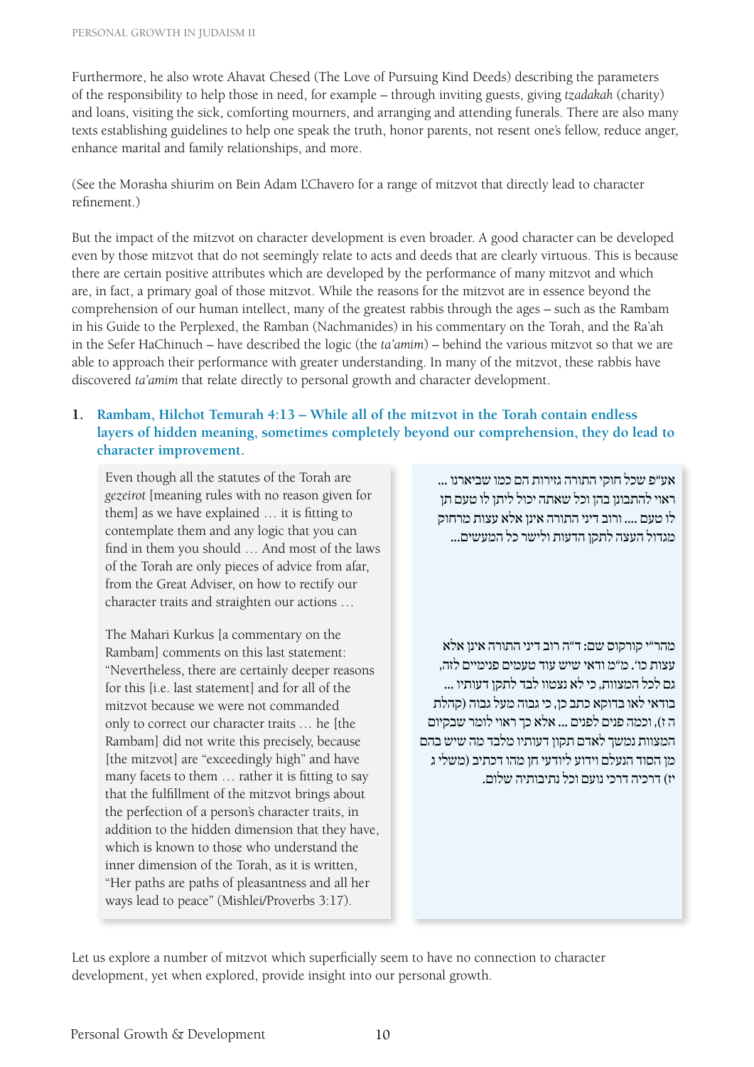Furthermore, he also wrote Ahavat Chesed (The Love of Pursuing Kind Deeds) describing the parameters of the responsibility to help those in need, for example – through inviting guests, giving *tzadakah* (charity) and loans, visiting the sick, comforting mourners, and arranging and attending funerals. There are also many texts establishing guidelines to help one speak the truth, honor parents, not resent one's fellow, reduce anger, enhance marital and family relationships, and more.

(See the Morasha shiurim on Bein Adam L'Chavero for a range of mitzvot that directly lead to character refinement.)

But the impact of the mitzvot on character development is even broader. A good character can be developed even by those mitzvot that do not seemingly relate to acts and deeds that are clearly virtuous. This is because there are certain positive attributes which are developed by the performance of many mitzvot and which are, in fact, a primary goal of those mitzvot. While the reasons for the mitzvot are in essence beyond the comprehension of our human intellect, many of the greatest rabbis through the ages – such as the Rambam in his Guide to the Perplexed, the Ramban (Nachmanides) in his commentary on the Torah, and the Ra'ah in the Sefer HaChinuch – have described the logic (the *ta'amim*) – behind the various mitzvot so that we are able to approach their performance with greater understanding. In many of the mitzvot, these rabbis have discovered *ta'amim* that relate directly to personal growth and character development.

**1. Rambam, Hilchot Temurah 4:13 – While all of the mitzvot in the Torah contain endless layers of hidden meaning, sometimes completely beyond our comprehension, they do lead to character improvement.**

Even though all the statutes of the Torah are *gezeirot* [meaning rules with no reason given for them] as we have explained … it is fitting to contemplate them and any logic that you can find in them you should … And most of the laws of the Torah are only pieces of advice from afar, from the Great Adviser, on how to rectify our character traits and straighten our actions …

אע"פ שכל חוקי התורה גזירות הם כמו שביארנו ... ראוי להתבונן בהן וכל שאתה יכול ליתן לו טעם תן לו טעם .... ורוב דיני התורה אינן אלא עצות מרחוק מגדול העצה לתקן הדעות ולישר כל המעשים...

The Mahari Kurkus [a commentary on the Rambam] comments on this last statement: "Nevertheless, there are certainly deeper reasons for this [i.e. last statement] and for all of the mitzvot because we were not commanded only to correct our character traits … he [the Rambam] did not write this precisely, because [the mitzvot] are "exceedingly high" and have many facets to them … rather it is fitting to say that the fulfillment of the mitzvot brings about the perfection of a person's character traits, in addition to the hidden dimension that they have, which is known to those who understand the inner dimension of the Torah, as it is written, "Her paths are paths of pleasantness and all her ways lead to peace" (Mishlei/Proverbs 3:17).

מהר"י קורקוס שם: ד"ה רוב דיני התורה אינן אלא עצות כו'. מ"מ ודאי שיש עוד טעמים פנימיים לזה, גם לכל המצוות, כי לא נצטוו לבד לתקן דעותיו ... בודאי לאו בדוקא כתב כן, כי גבוה מעל גבוה (קהלת ה ז), וכמה פנים לפנים ... אלא כך ראוי לומר שבקיום המצוות נמשך לאדם תקון דעותיו מלבד מה שיש בהם מן הסוד הנעלם וידוע ליודעי חן מהו דכתיב (משלי ג יז) דרכיה דרכי נועם וכל נתיבותיה שלום.

Let us explore a number of mitzvot which superficially seem to have no connection to character development, yet when explored, provide insight into our personal growth.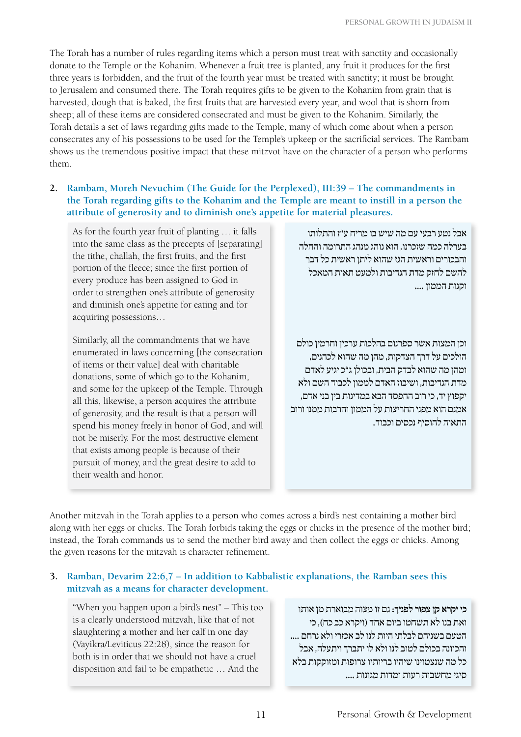The Torah has a number of rules regarding items which a person must treat with sanctity and occasionally donate to the Temple or the Kohanim. Whenever a fruit tree is planted, any fruit it produces for the first three years is forbidden, and the fruit of the fourth year must be treated with sanctity; it must be brought to Jerusalem and consumed there. The Torah requires gifts to be given to the Kohanim from grain that is harvested, dough that is baked, the first fruits that are harvested every year, and wool that is shorn from sheep; all of these items are considered consecrated and must be given to the Kohanim. Similarly, the Torah details a set of laws regarding gifts made to the Temple, many of which come about when a person consecrates any of his possessions to be used for the Temple's upkeep or the sacrificial services. The Rambam shows us the tremendous positive impact that these mitzvot have on the character of a person who performs them.

**2. Rambam, Moreh Nevuchim (The Guide for the Perplexed), III:39 – The commandments in the Torah regarding gifts to the Kohanim and the Temple are meant to instill in a person the attribute of generosity and to diminish one's appetite for material pleasures.**

As for the fourth year fruit of planting … it falls into the same class as the precepts of [separating] the tithe, challah, the first fruits, and the first portion of the fleece; since the first portion of every produce has been assigned to God in order to strengthen one's attribute of generosity and diminish one's appetite for eating and for acquiring possessions…

Similarly, all the commandments that we have enumerated in laws concerning [the consecration of items or their value] deal with charitable donations, some of which go to the Kohanim, and some for the upkeep of the Temple. Through all this, likewise, a person acquires the attribute of generosity, and the result is that a person will spend his money freely in honor of God, and will not be miserly. For the most destructive element that exists among people is because of their pursuit of money, and the great desire to add to their wealth and honor.

אבל נטע רבעי עם מה שיש בו מריח ע"ז והתלותו בערלה כמה שזכרנו, הוא נוהג מנהג התרומה והחלה והבכורים וראשית הגז שהוא ליתן ראשית כל דבר להשם לחזק מדת הנדיבות ולמעט תאות המאכל וקנות הממון ....

וכן המצות אשר ספרנום בהלכות ערכין וחרמין כולם הולכים על דרך הצדקות, מהן מה שהוא לכהנים, ומהן מה שהוא לבדק הבית, ובכולן ג"כ יגיע לאדם מדת הנדיבות, ושיבוז האדם לממון לכבוד השם ולא יקפוץ יד, כי רוב ההפסד הבא במדינות בין בני אדם, אמנם הוא מפני החריצות על הממון והרבות ממנו ורוב התאוה להוסיף נכסים וכבוד.

Another mitzvah in the Torah applies to a person who comes across a bird's nest containing a mother bird along with her eggs or chicks. The Torah forbids taking the eggs or chicks in the presence of the mother bird; instead, the Torah commands us to send the mother bird away and then collect the eggs or chicks. Among the given reasons for the mitzvah is character refinement.

**3. Ramban, Devarim 22:6,7 – In addition to Kabbalistic explanations, the Ramban sees this mitzvah as a means for character development.**

"When you happen upon a bird's nest" – This too is a clearly understood mitzvah, like that of not slaughtering a mother and her calf in one day (Vayikra/Leviticus 22:28), since the reason for both is in order that we should not have a cruel disposition and fail to be empathetic … And the

**כי יקרא קן צפור לפניך:** גם זו מצוה מבוארת מן אותו ואת בנו לא תשחטו ביום אחד (ויקרא כב כח), כי הטעם בשניהם לבלתי היות לנו לב אכזרי ולא נרחם .... והכוונה בכולם לטוב לנו ולא לו יתברך ויתעלה, אבל כל מה שנצטוינו שיהיו בריותיו צרופות ומזוקקות בלא סיגי מחשבות רעות ומדות מגונות ....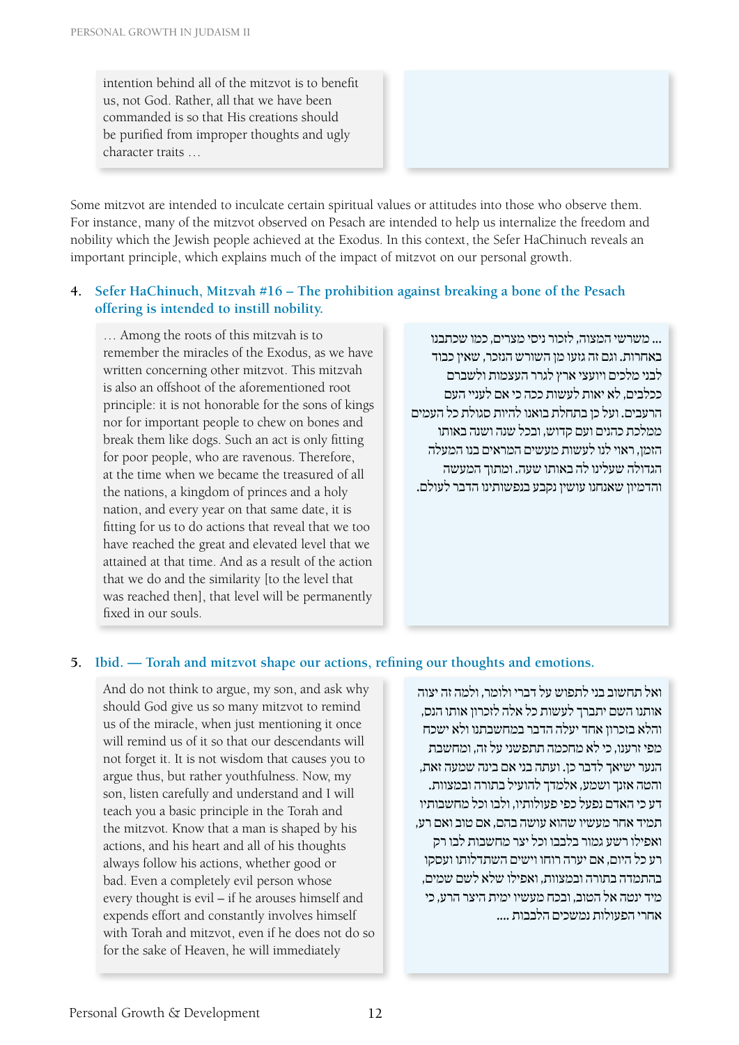intention behind all of the mitzvot is to benefit us, not God. Rather, all that we have been commanded is so that His creations should be purified from improper thoughts and ugly character traits …

Some mitzvot are intended to inculcate certain spiritual values or attitudes into those who observe them. For instance, many of the mitzvot observed on Pesach are intended to help us internalize the freedom and nobility which the Jewish people achieved at the Exodus. In this context, the Sefer HaChinuch reveals an important principle, which explains much of the impact of mitzvot on our personal growth.

### 4. Sefer HaChinuch, Mitzvah #16 – The prohibition against breaking a bone of the Pesach offering is intended to instill nobility.

… Among the roots of this mitzvah is to remember the miracles of the Exodus, as we have written concerning other mitzvot. This mitzvah is also an offshoot of the aforementioned root principle: it is not honorable for the sons of kings nor for important people to chew on bones and break them like dogs. Such an act is only fitting for poor people, who are ravenous. Therefore, at the time when we became the treasured of all the nations, a kingdom of princes and a holy nation, and every year on that same date, it is fitting for us to do actions that reveal that we too have reached the great and elevated level that we attained at that time. And as a result of the action that we do and the similarity [to the level that was reached then], that level will be permanently fixed in our souls.

... משרשי המצוה, לזכור ניסי מצרים, כמו שכתבנו באחרות. וגם זה גזעו מן השורש הנזכר, שאין כבוד לבני מלכים ויועצי ארץ לגרר העצמות ולשברם ככלבים, לא יאות לעשות ככה כי אם לעניי העם הרעבים. ועל כן בתחלת בואנו להיות סגולת כל העמים ממלכת כהנים ועם קדוש, ובכל שנה ושנה באותו הזמן, ראוי לנו לעשות מעשים המראים בנו המעלה הגדולה שעלינו לה באותו שעה. ומתוך המעשה והדמיון שאנחנו עושין נקבע בנפשותינו הדבר לעולם.

### 5. Ibid. — Torah and mitzvot shape our actions, refining our thoughts and emotions.

And do not think to argue, my son, and ask why should God give us so many mitzvot to remind us of the miracle, when just mentioning it once will remind us of it so that our descendants will not forget it. It is not wisdom that causes you to argue thus, but rather youthfulness. Now, my son, listen carefully and understand and I will teach you a basic principle in the Torah and the mitzvot. Know that a man is shaped by his actions, and his heart and all of his thoughts always follow his actions, whether good or bad. Even a completely evil person whose every thought is evil – if he arouses himself and expends effort and constantly involves himself with Torah and mitzvot, even if he does not do so for the sake of Heaven, he will immediately

ואל תחשוב בני לתפוש על דברי ולומר, ולמה זה יצוה אותנו השם יתברך לעשות כל אלה לזכרון אותו הנס, והלא בזכרון אחד יעלה הדבר במחשבתנו ולא ישכח מפי זרענו, כי לא מחכמה תתפשני על זה, ומחשבת הנער ישיאך לדבר כן. ועתה בני אם בינה שמעה זאת, והטה אזנך ושמע, אלמדך להועיל בתורה ובמצוות. דע כי האדם נפעל כפי פעולותיו, ולבו וכל מחשבותיו תמיד אחר מעשיו שהוא עושה בהם, אם טוב ואם רע, ואפילו רשע גמור בלבבו וכל יצר מחשבות לבו רק רע כל היום, אם יערה רוחו וישים השתדלותו ועסקו בהתמדה בתורה ובמצוות, ואפילו שלא לשם שמים, מיד ינטה אל הטוב, ובכח מעשיו ימית היצר הרע, כי אחרי הפעולות נמשכים הלבבות ....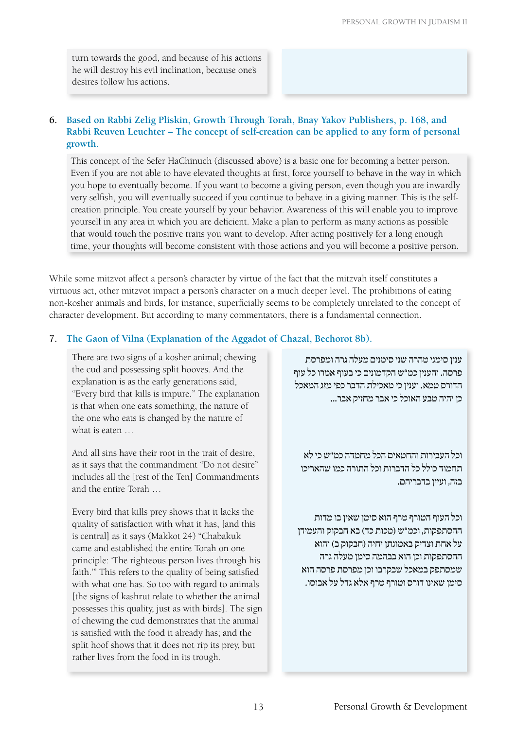turn towards the good, and because of his actions he will destroy his evil inclination, because one's desires follow his actions.

6. **Based on Rabbi Zelig Pliskin, Growth Through Torah, Bnay Yakov Publishers, p. 168, and Rabbi Reuven Leuchter – The concept of self-creation can be applied to any form of personal growth.**

This concept of the Sefer HaChinuch (discussed above) is a basic one for becoming a better person. Even if you are not able to have elevated thoughts at first, force yourself to behave in the way in which you hope to eventually become. If you want to become a giving person, even though you are inwardly very selfish, you will eventually succeed if you continue to behave in a giving manner. This is the self-creation principle. You create yourself by your behavior. Awareness of this will enable you to improve yourself in any area in which you are deficient. Make a plan to perform as many actions as possible that would touch the positive traits you want to develop. After acting positively for a long enough time, your thoughts will become consistent with those actions and you will become a positive person.

While some mitzvot affect a person's character by virtue of the fact that the mitzvah itself constitutes a virtuous act, other mitzvot impact a person's character on a much deeper level. The prohibitions of eating non-kosher animals and birds, for instance, superficially seems to be completely unrelated to the concept of character development. But according to many commentators, there is a fundamental connection.

7. **The Gaon of Vilna (Explanation of the Aggadot of Chazal, Bechorot 8b).**

There are two signs of a kosher animal; chewing the cud and possessing split hooves. And the explanation is as the early generations said, "Every bird that kills is impure." The explanation is that when one eats something, the nature of the one who eats is changed by the nature of what is eaten …

ענין סימני טהרה שני סימנים מעלה גרה ומפרסת פרסה. והענין כמ"ש הקדמונים כי בעוף אמרו כל עוף הדורס טמא. וענין כי מאכילת הדבר כפי מזג המאכל כן יהיה טבע האוכל כי אבר מחזיק אבר...

And all sins have their root in the trait of desire, as it says that the commandment "Do not desire" includes all the [rest of the Ten] Commandments and the entire Torah …

וכל העבירות והחטאים הכל מחמדה כמ"ש כי לא תחמוד כולל כל הדברות וכל התורה כמו שהאריכו בזה, ועיין בדבריהם.

Every bird that kills prey shows that it lacks the quality of satisfaction with what it has, [and this is central] as it says (Makkot 24) "Chabakuk came and established the entire Torah on one principle: 'The righteous person lives through his faith.'" This refers to the quality of being satisfied with what one has. So too with regard to animals [the signs of kashrut relate to whether the animal possesses this quality, just as with birds]. The sign of chewing the cud demonstrates that the animal is satisfied with the food it already has; and the split hoof shows that it does not rip its prey, but rather lives from the food in its trough.

וכל העוף הטורף טרף הוא סימן שאין בו מדות ההסתפקות, וכמ"ש (מכות כד) בא חבקוק והעמידן על אחת וצדיק באמונתו יחיה (חבקוק ב) והוא ההסתפקות וכן הוא בבהמה סימן מעלה גרה שמסתפק במאכל שבקרבו וכן מפרסת פרסה הוא סימן שאינו דורס וטורף טרף אלא גדל על אבוסו.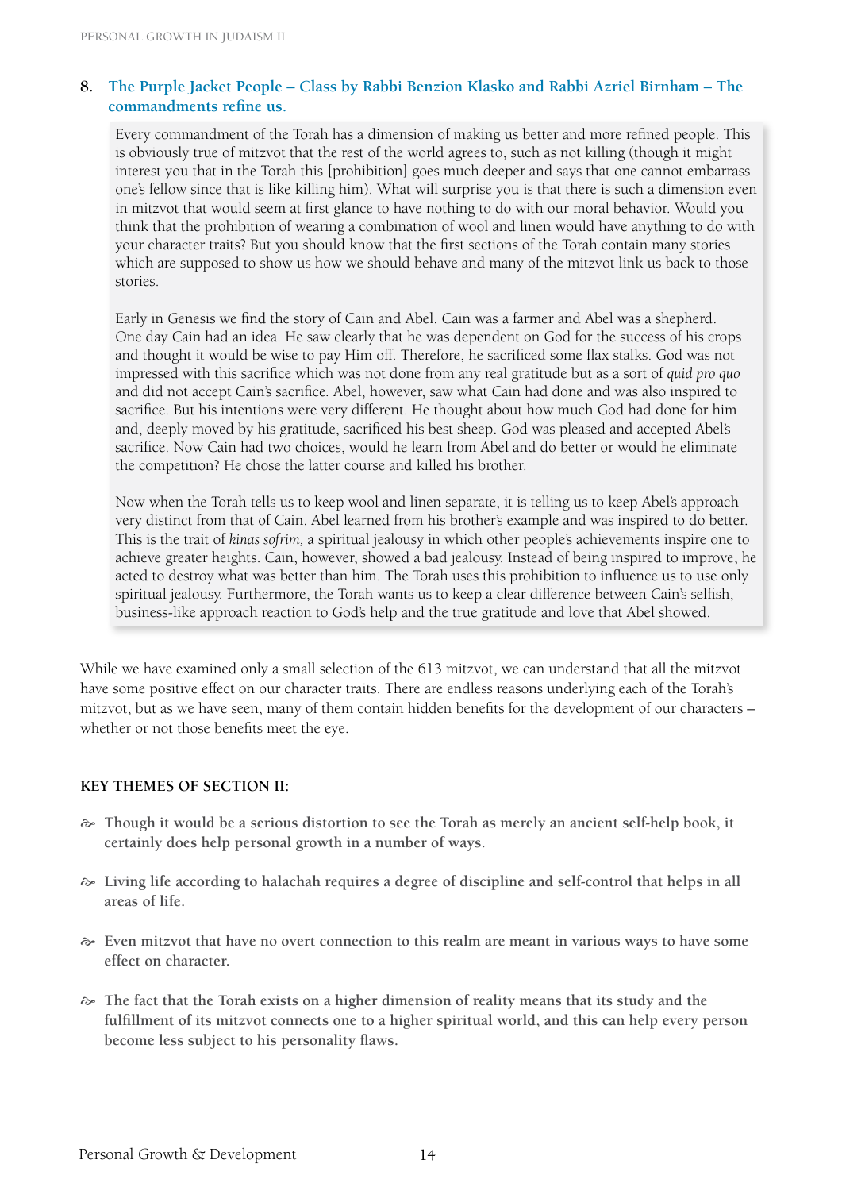### 8. The Purple Jacket People – Class by Rabbi Benzion Klasko and Rabbi Azriel Birnham – The commandments refine us.

> Every commandment of the Torah has a dimension of making us better and more refined people. This is obviously true of mitzvot that the rest of the world agrees to, such as not killing (though it might interest you that in the Torah this [prohibition] goes much deeper and says that one cannot embarrass one's fellow since that is like killing him). What will surprise you is that there is such a dimension even in mitzvot that would seem at first glance to have nothing to do with our moral behavior. Would you think that the prohibition of wearing a combination of wool and linen would have anything to do with your character traits? But you should know that the first sections of the Torah contain many stories which are supposed to show us how we should behave and many of the mitzvot link us back to those stories.
>
> Early in Genesis we find the story of Cain and Abel. Cain was a farmer and Abel was a shepherd. One day Cain had an idea. He saw clearly that he was dependent on God for the success of his crops and thought it would be wise to pay Him off. Therefore, he sacrificed some flax stalks. God was not impressed with this sacrifice which was not done from any real gratitude but as a sort of *quid pro quo* and did not accept Cain's sacrifice. Abel, however, saw what Cain had done and was also inspired to sacrifice. But his intentions were very different. He thought about how much God had done for him and, deeply moved by his gratitude, sacrificed his best sheep. God was pleased and accepted Abel's sacrifice. Now Cain had two choices, would he learn from Abel and do better or would he eliminate the competition? He chose the latter course and killed his brother.
>
> Now when the Torah tells us to keep wool and linen separate, it is telling us to keep Abel's approach very distinct from that of Cain. Abel learned from his brother's example and was inspired to do better. This is the trait of *kinas sofrim,* a spiritual jealousy in which other people's achievements inspire one to achieve greater heights. Cain, however, showed a bad jealousy. Instead of being inspired to improve, he acted to destroy what was better than him. The Torah uses this prohibition to influence us to use only spiritual jealousy. Furthermore, the Torah wants us to keep a clear difference between Cain's selfish, business-like approach reaction to God's help and the true gratitude and love that Abel showed.

While we have examined only a small selection of the 613 mitzvot, we can understand that all the mitzvot have some positive effect on our character traits. There are endless reasons underlying each of the Torah's mitzvot, but as we have seen, many of them contain hidden benefits for the development of our characters – whether or not those benefits meet the eye.

#### KEY THEMES OF SECTION II:

- **Though it would be a serious distortion to see the Torah as merely an ancient self-help book, it certainly does help personal growth in a number of ways.**

- **Living life according to halachah requires a degree of discipline and self-control that helps in all areas of life.**

- **Even mitzvot that have no overt connection to this realm are meant in various ways to have some effect on character.**

- **The fact that the Torah exists on a higher dimension of reality means that its study and the fulfillment of its mitzvot connects one to a higher spiritual world, and this can help every person become less subject to his personality flaws.**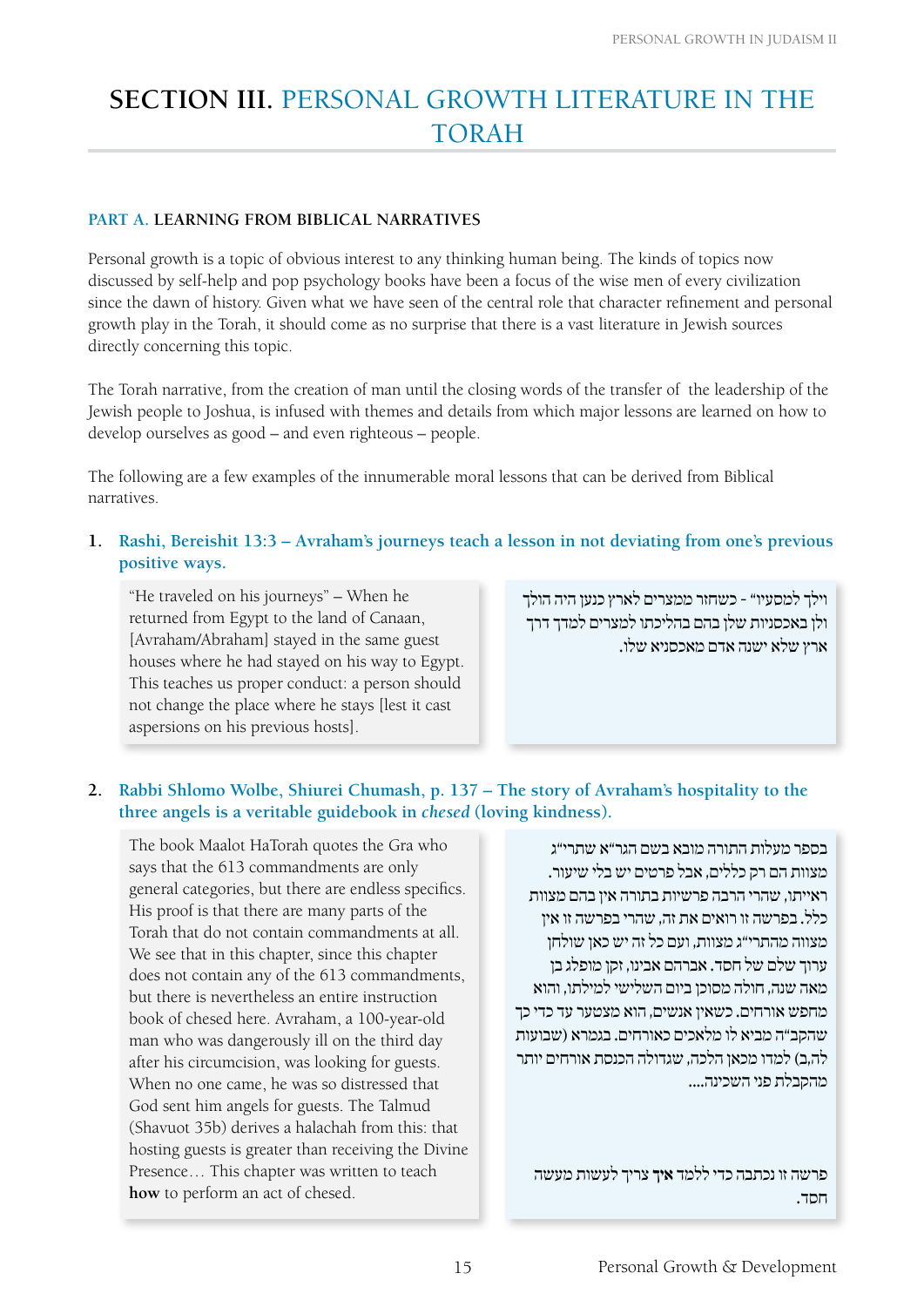# SECTION III. PERSONAL GROWTH LITERATURE IN THE TORAH

### PART A. LEARNING FROM BIBLICAL NARRATIVES

Personal growth is a topic of obvious interest to any thinking human being. The kinds of topics now discussed by self-help and pop psychology books have been a focus of the wise men of every civilization since the dawn of history. Given what we have seen of the central role that character refinement and personal growth play in the Torah, it should come as no surprise that there is a vast literature in Jewish sources directly concerning this topic.

The Torah narrative, from the creation of man until the closing words of the transfer of the leadership of the Jewish people to Joshua, is infused with themes and details from which major lessons are learned on how to develop ourselves as good – and even righteous – people.

The following are a few examples of the innumerable moral lessons that can be derived from Biblical narratives.

**1. Rashi, Bereishit 13:3 – Avraham's journeys teach a lesson in not deviating from one's previous positive ways.**

"He traveled on his journeys" – When he returned from Egypt to the land of Canaan, [Avraham/Abraham] stayed in the same guest houses where he had stayed on his way to Egypt. This teaches us proper conduct: a person should not change the place where he stays [lest it cast aspersions on his previous hosts].

וילך למסעיו" - כשחזר ממצרים לארץ כנען היה הולך ולן באכסניות שלן בהם בהליכתו למצרים למדך דרך ארץ שלא ישנה אדם מאכסניא שלו.

**2. Rabbi Shlomo Wolbe, Shiurei Chumash, p. 137 – The story of Avraham's hospitality to the three angels is a veritable guidebook in *chesed* (loving kindness).**

The book Maalot HaTorah quotes the Gra who says that the 613 commandments are only general categories, but there are endless specifics. His proof is that there are many parts of the Torah that do not contain commandments at all. We see that in this chapter, since this chapter does not contain any of the 613 commandments, but there is nevertheless an entire instruction book of chesed here. Avraham, a 100-year-old man who was dangerously ill on the third day after his circumcision, was looking for guests. When no one came, he was so distressed that God sent him angels for guests. The Talmud (Shavuot 35b) derives a halachah from this: that hosting guests is greater than receiving the Divine Presence… This chapter was written to teach **how** to perform an act of chesed.

בספר מעלות התורה מובא בשם הגר"א שתרי"ג מצוות הם רק כללים, אבל פרטים יש בלי שיעור. ראייתו, שהרי הרבה פרשיות בתורה אין בהם מצוות כלל. בפרשה זו רואים את זה, שהרי בפרשה זו אין מצווה מהתרי"ג מצוות, ועם כל זה יש כאן שולחן ערוך שלם של חסד. אברהם אבינו, זקן מופלג בן מאה שנה, חולה מסוכן ביום השלישי למילתו, והוא מחפש אורחים. כשאין אנשים, הוא מצטער עד כדי כך שהקב"ה מביא לו מלאכים כאורחים. בגמרא (שבועות לה,ב) למדו מכאן הלכה, שגדולה הכנסת אורחים יותר מהקבלת פני השכינה....

פרשה זו נכתבה כדי ללמד **איך** צריך לעשות מעשה חסד.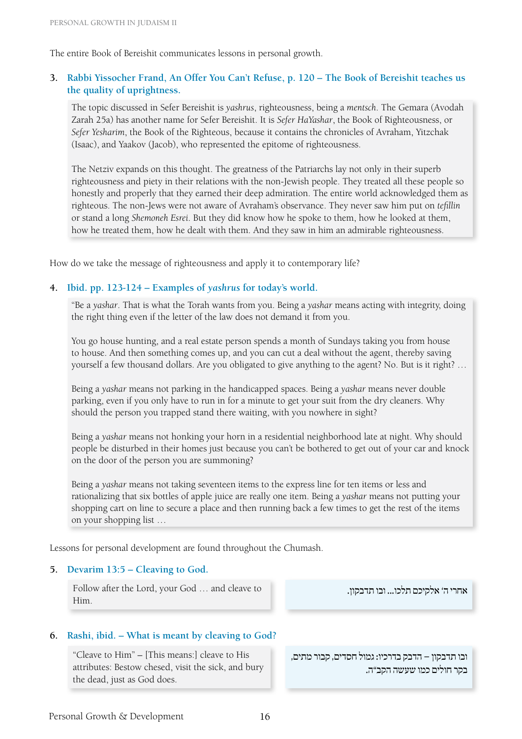The entire Book of Bereishit communicates lessons in personal growth.

3. **Rabbi Yissocher Frand, An Offer You Can't Refuse, p. 120 – The Book of Bereishit teaches us the quality of uprightness.**

> The topic discussed in Sefer Bereishit is *yashrus*, righteousness, being a *mentsch*. The Gemara (Avodah Zarah 25a) has another name for Sefer Bereishit. It is *Sefer HaYashar*, the Book of Righteousness, or *Sefer Yesharim*, the Book of the Righteous, because it contains the chronicles of Avraham, Yitzchak (Isaac), and Yaakov (Jacob), who represented the epitome of righteousness.
>
> The Netziv expands on this thought. The greatness of the Patriarchs lay not only in their superb righteousness and piety in their relations with the non-Jewish people. They treated all these people so honestly and properly that they earned their deep admiration. The entire world acknowledged them as righteous. The non-Jews were not aware of Avraham's observance. They never saw him put on *tefillin* or stand a long *Shemoneh Esrei*. But they did know how he spoke to them, how he looked at them, how he treated them, how he dealt with them. And they saw in him an admirable righteousness.

How do we take the message of righteousness and apply it to contemporary life?

4. **Ibid. pp. 123-124 – Examples of *yashrus* for today's world.**

> "Be a *yashar*. That is what the Torah wants from you. Being a *yashar* means acting with integrity, doing the right thing even if the letter of the law does not demand it from you.
>
> You go house hunting, and a real estate person spends a month of Sundays taking you from house to house. And then something comes up, and you can cut a deal without the agent, thereby saving yourself a few thousand dollars. Are you obligated to give anything to the agent? No. But is it right? …
>
> Being a *yashar* means not parking in the handicapped spaces. Being a *yashar* means never double parking, even if you only have to run in for a minute to get your suit from the dry cleaners. Why should the person you trapped stand there waiting, with you nowhere in sight?
>
> Being a *yashar* means not honking your horn in a residential neighborhood late at night. Why should people be disturbed in their homes just because you can't be bothered to get out of your car and knock on the door of the person you are summoning?
>
> Being a *yashar* means not taking seventeen items to the express line for ten items or less and rationalizing that six bottles of apple juice are really one item. Being a *yashar* means not putting your shopping cart on line to secure a place and then running back a few times to get the rest of the items on your shopping list …

Lessons for personal development are found throughout the Chumash.

5. **Devarim 13:5 – Cleaving to God.**

> Follow after the Lord, your God … and cleave to Him.

> אחרי ה' אלקיכם תלכו... ובו תדבקון.

6. **Rashi, ibid. – What is meant by cleaving to God?**

> "Cleave to Him" – [This means:] cleave to His attributes: Bestow chesed, visit the sick, and bury the dead, just as God does.

> ובו תדבקון – הדבק בדרכיו: גמול חסדים, קבור מתים, בקר חולים כמו שעשה הקב"ה.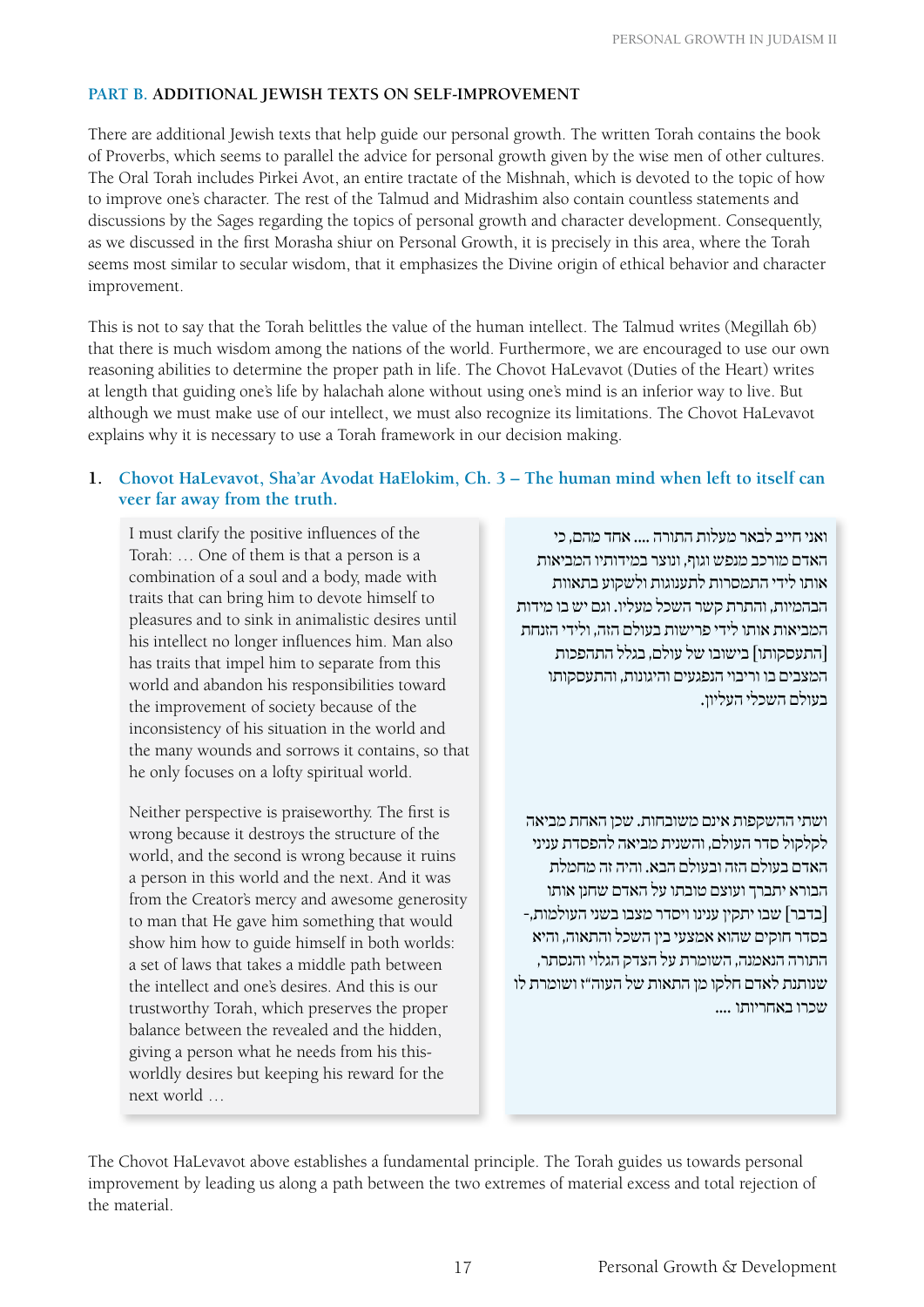## PART B. ADDITIONAL JEWISH TEXTS ON SELF-IMPROVEMENT

There are additional Jewish texts that help guide our personal growth. The written Torah contains the book of Proverbs, which seems to parallel the advice for personal growth given by the wise men of other cultures. The Oral Torah includes Pirkei Avot, an entire tractate of the Mishnah, which is devoted to the topic of how to improve one's character. The rest of the Talmud and Midrashim also contain countless statements and discussions by the Sages regarding the topics of personal growth and character development. Consequently, as we discussed in the first Morasha shiur on Personal Growth, it is precisely in this area, where the Torah seems most similar to secular wisdom, that it emphasizes the Divine origin of ethical behavior and character improvement.

This is not to say that the Torah belittles the value of the human intellect. The Talmud writes (Megillah 6b) that there is much wisdom among the nations of the world. Furthermore, we are encouraged to use our own reasoning abilities to determine the proper path in life. The Chovot HaLevavot (Duties of the Heart) writes at length that guiding one's life by halachah alone without using one's mind is an inferior way to live. But although we must make use of our intellect, we must also recognize its limitations. The Chovot HaLevavot explains why it is necessary to use a Torah framework in our decision making.

### 1. Chovot HaLevavot, Sha'ar Avodat HaElokim, Ch. 3 – The human mind when left to itself can veer far away from the truth.

I must clarify the positive influences of the Torah: … One of them is that a person is a combination of a soul and a body, made with traits that can bring him to devote himself to pleasures and to sink in animalistic desires until his intellect no longer influences him. Man also has traits that impel him to separate from this world and abandon his responsibilities toward the improvement of society because of the inconsistency of his situation in the world and the many wounds and sorrows it contains, so that he only focuses on a lofty spiritual world.

Neither perspective is praiseworthy. The first is wrong because it destroys the structure of the world, and the second is wrong because it ruins a person in this world and the next. And it was from the Creator's mercy and awesome generosity to man that He gave him something that would show him how to guide himself in both worlds: a set of laws that takes a middle path between the intellect and one's desires. And this is our trustworthy Torah, which preserves the proper balance between the revealed and the hidden, giving a person what he needs from his this-worldly desires but keeping his reward for the next world …

ואני חייב לבאר מעלות התורה .... אחד מהם, כי האדם מורכב מנפש וגוף, ונוצר במידותיו המביאות אותו לידי התמסרות לתענוגות ולשקוע בתאוות הבהמיות, והתרת קשר השכל מעליו. וגם יש בו מידות המביאות אותו לידי פרישות בעולם הזה, ולידי הזנחת [התעסקותו] בישובו של עולם, בגלל התהפכות המצבים בו וריבוי הנפגעים והיגונות, והתעסקותו בעולם השכלי העליון.

ושתי ההשקפות אינם משובחות. שכן האחת מביאה לקלקול סדר העולם, והשנית מביאה להפסדת עניני האדם בעולם הזה ובעולם הבא. והיה זה מחמלת הבורא יתברך ועוצם טובתו על האדם שחנן אותו [בדבר] שבו יתקין עניננו ויסדר מצבו בשני העולמות,- בסדר חוקים שהוא אמצעי בין השכל והתאוה, והיא התורה הנאמנה, השומרת על הצדק הגלוי והנסתר, שנותנת לאדם חלקו מן התאות של העוה"ז ושומרת לו שכרו באחריותו ....

The Chovot HaLevavot above establishes a fundamental principle. The Torah guides us towards personal improvement by leading us along a path between the two extremes of material excess and total rejection of the material.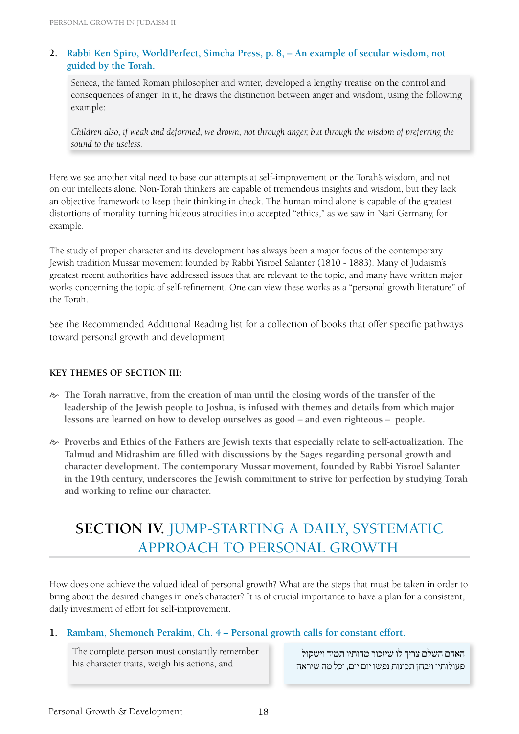2. **Rabbi Ken Spiro, WorldPerfect, Simcha Press, p. 8, – An example of secular wisdom, not guided by the Torah.**

> Seneca, the famed Roman philosopher and writer, developed a lengthy treatise on the control and consequences of anger. In it, he draws the distinction between anger and wisdom, using the following example:
>
> *Children also, if weak and deformed, we drown, not through anger, but through the wisdom of preferring the sound to the useless.*

Here we see another vital need to base our attempts at self-improvement on the Torah's wisdom, and not on our intellects alone. Non-Torah thinkers are capable of tremendous insights and wisdom, but they lack an objective framework to keep their thinking in check. The human mind alone is capable of the greatest distortions of morality, turning hideous atrocities into accepted "ethics," as we saw in Nazi Germany, for example.

The study of proper character and its development has always been a major focus of the contemporary Jewish tradition Mussar movement founded by Rabbi Yisroel Salanter (1810 - 1883). Many of Judaism's greatest recent authorities have addressed issues that are relevant to the topic, and many have written major works concerning the topic of self-refinement. One can view these works as a "personal growth literature" of the Torah.

See the Recommended Additional Reading list for a collection of books that offer specific pathways toward personal growth and development.

#### KEY THEMES OF SECTION III:

- **The Torah narrative, from the creation of man until the closing words of the transfer of the leadership of the Jewish people to Joshua, is infused with themes and details from which major lessons are learned on how to develop ourselves as good – and even righteous – people.**
- **Proverbs and Ethics of the Fathers are Jewish texts that especially relate to self-actualization. The Talmud and Midrashim are filled with discussions by the Sages regarding personal growth and character development. The contemporary Mussar movement, founded by Rabbi Yisroel Salanter in the 19th century, underscores the Jewish commitment to strive for perfection by studying Torah and working to refine our character.**

## SECTION IV. JUMP-STARTING A DAILY, SYSTEMATIC APPROACH TO PERSONAL GROWTH

How does one achieve the valued ideal of personal growth? What are the steps that must be taken in order to bring about the desired changes in one's character? It is of crucial importance to have a plan for a consistent, daily investment of effort for self-improvement.

1. **Rambam, Shemoneh Perakim, Ch. 4 – Personal growth calls for constant effort.**

> The complete person must constantly remember his character traits, weigh his actions, and

> האדם השלם צריך לו שיזכור מדותיו תמיד וישקול פעולותיו ויבחן תכונות נפשו יום יום, וכל מה שיראה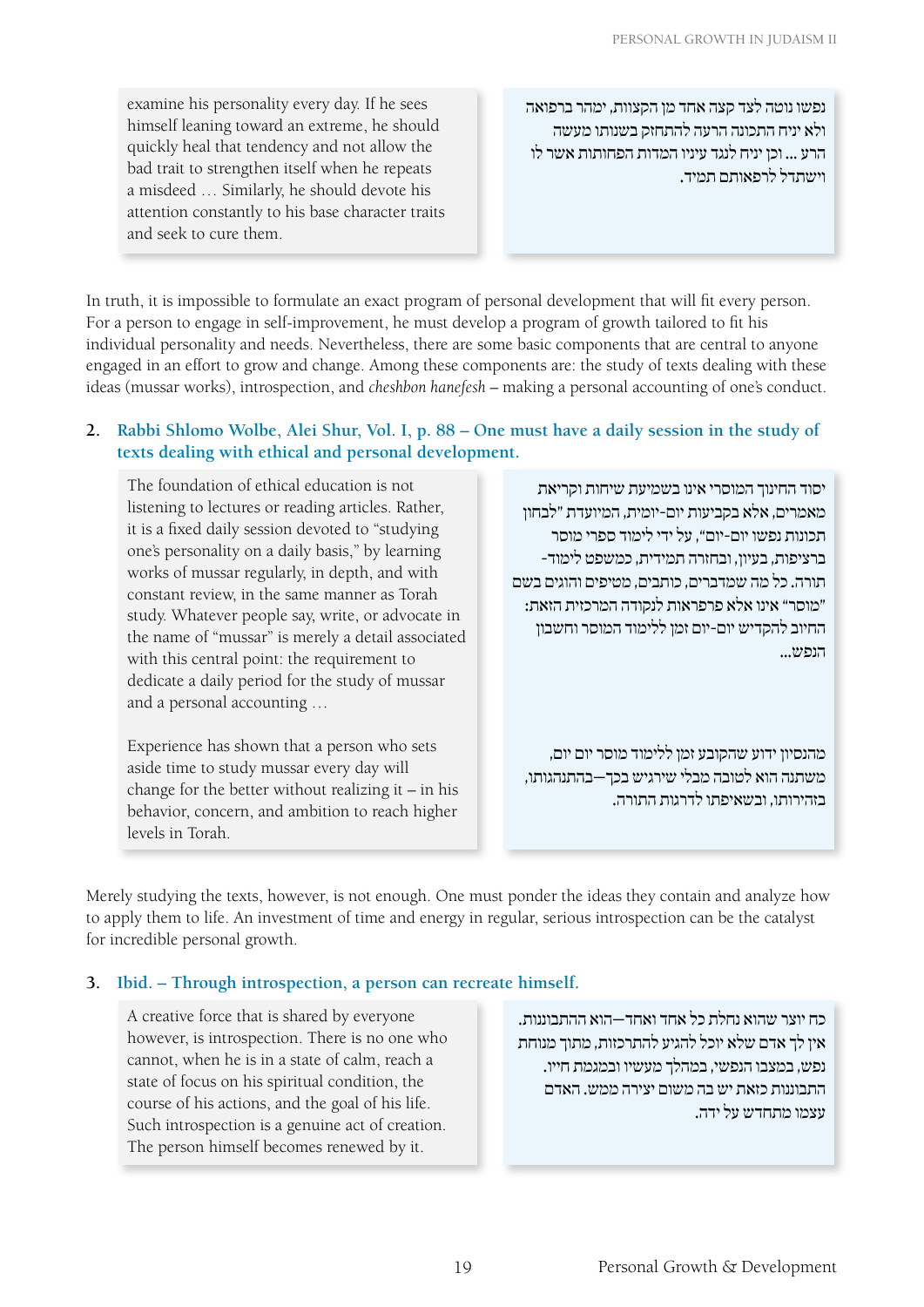examine his personality every day. If he sees himself leaning toward an extreme, he should quickly heal that tendency and not allow the bad trait to strengthen itself when he repeats a misdeed … Similarly, he should devote his attention constantly to his base character traits and seek to cure them.

נפשו נוטה לצד קצה אחד מן הקצוות, ימהר ברפואה ולא יניח התכונה הרעה להתחזק בשנותו מעשה הרע ... וכן יניח לנגד עיניו המדות הפחותות אשר לו וישתדל לרפאותם תמיד.

In truth, it is impossible to formulate an exact program of personal development that will fit every person. For a person to engage in self-improvement, he must develop a program of growth tailored to fit his individual personality and needs. Nevertheless, there are some basic components that are central to anyone engaged in an effort to grow and change. Among these components are: the study of texts dealing with these ideas (mussar works), introspection, and *cheshbon hanefesh* – making a personal accounting of one's conduct.

**2. Rabbi Shlomo Wolbe, Alei Shur, Vol. I, p. 88 – One must have a daily session in the study of texts dealing with ethical and personal development.**

The foundation of ethical education is not listening to lectures or reading articles. Rather, it is a fixed daily session devoted to "studying one's personality on a daily basis," by learning works of mussar regularly, in depth, and with constant review, in the same manner as Torah study. Whatever people say, write, or advocate in the name of "mussar" is merely a detail associated with this central point: the requirement to dedicate a daily period for the study of mussar and a personal accounting …

יסוד החינוך המוסרי אינו בשמיעת שיחות וקריאת מאמרים, אלא בקביעות יום-יומית, המיועדת "לבחון תכונות נפשו יום-יום", על ידי לימוד ספרי מוסר ברציפות, בעיון, ובחזרה תמידית, כמשפט לימוד-תורה. כל מה שמדברים, כותבים, מטיפים והוגים בשם "מוסר" אינו אלא פרפראות לנקודה המרכזית הזאת: החיוב להקדיש יום-יום זמן ללימוד המוסר וחשבון הנפש...

Experience has shown that a person who sets aside time to study mussar every day will change for the better without realizing it – in his behavior, concern, and ambition to reach higher levels in Torah.

מהנסיון ידוע שהקובע זמן ללימוד מוסר יום יום, משתנה הוא לטובה מבלי שירגיש בכך—בהתנהגותו, בזהירותו, ובשאיפתו לדרגות התורה.

Merely studying the texts, however, is not enough. One must ponder the ideas they contain and analyze how to apply them to life. An investment of time and energy in regular, serious introspection can be the catalyst for incredible personal growth.

**3. Ibid. – Through introspection, a person can recreate himself.**

A creative force that is shared by everyone however, is introspection. There is no one who cannot, when he is in a state of calm, reach a state of focus on his spiritual condition, the course of his actions, and the goal of his life. Such introspection is a genuine act of creation. The person himself becomes renewed by it.

כח יוצר שהוא נחלת כל אחד ואחד—הוא ההתבוננות. אין לך אדם שלא יוכל להגיע להתרכזות, מתוך מנוחת נפש, במצבו הנפשי, במהלך מעשיו ובמגמת חייו. התבוננות כזאת יש בה משום יצירה ממש. האדם עצמו מתחדש על ידה.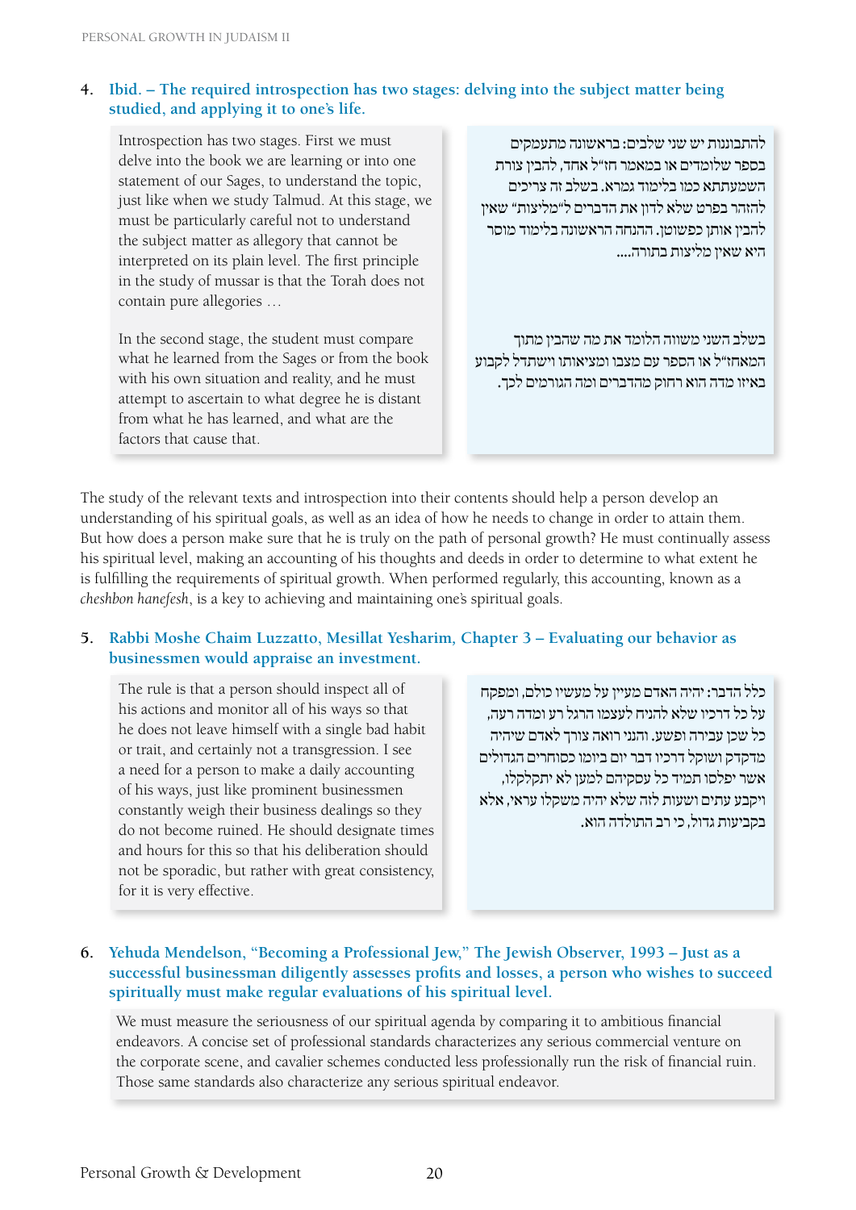4. **Ibid. – The required introspection has two stages: delving into the subject matter being studied, and applying it to one's life.**

Introspection has two stages. First we must delve into the book we are learning or into one statement of our Sages, to understand the topic, just like when we study Talmud. At this stage, we must be particularly careful not to understand the subject matter as allegory that cannot be interpreted on its plain level. The first principle in the study of mussar is that the Torah does not contain pure allegories …

In the second stage, the student must compare what he learned from the Sages or from the book with his own situation and reality, and he must attempt to ascertain to what degree he is distant from what he has learned, and what are the factors that cause that.

להתבוננות יש שני שלבים: בראשונה מתעמקים בספר שלומדים או במאמר חז"ל אחד, להבין צורת השמעתתא כמו בלימוד גמרא. בשלב זה צריכים להזהר בפרט שלא לדון את הדברים ל"מליצות" שאין להבין אותן כפשוטן. ההנחה הראשונה בלימוד מוסר היא שאין מליצות בתורה....

בשלב השני משווה הלומד את מה שהבין מתוך המאחז"ל או הספר עם מצבו ומציאותו וישתדל לקבוע באיזו מדה הוא רחוק מהדברים ומה הגורמים לכך.

The study of the relevant texts and introspection into their contents should help a person develop an understanding of his spiritual goals, as well as an idea of how he needs to change in order to attain them. But how does a person make sure that he is truly on the path of personal growth? He must continually assess his spiritual level, making an accounting of his thoughts and deeds in order to determine to what extent he is fulfilling the requirements of spiritual growth. When performed regularly, this accounting, known as a *cheshbon hanefesh*, is a key to achieving and maintaining one's spiritual goals.

5. **Rabbi Moshe Chaim Luzzatto, Mesillat Yesharim, Chapter 3 – Evaluating our behavior as businessmen would appraise an investment.**

The rule is that a person should inspect all of his actions and monitor all of his ways so that he does not leave himself with a single bad habit or trait, and certainly not a transgression. I see a need for a person to make a daily accounting of his ways, just like prominent businessmen constantly weigh their business dealings so they do not become ruined. He should designate times and hours for this so that his deliberation should not be sporadic, but rather with great consistency, for it is very effective.

כלל הדבר: יהיה האדם מעיין על מעשיו כולם, ומפקח על כל דרכיו שלא להניח לעצמו הרגל רע ומדה רעה, כל שכן עבירה ופשע. והנני רואה צורך לאדם שיהיה מדקדק ושוקל דרכיו דבר יום ביומו כסוחרים הגדולים אשר יפלסו תמיד כל עסקיהם למען לא יתקלקלו, ויקבע עתים ושעות לזה שלא יהיה משקלו עראי, אלא בקביעות גדול, כי רב התולדה הוא.

6. **Yehuda Mendelson, "Becoming a Professional Jew," The Jewish Observer, 1993 – Just as a successful businessman diligently assesses profits and losses, a person who wishes to succeed spiritually must make regular evaluations of his spiritual level.**

We must measure the seriousness of our spiritual agenda by comparing it to ambitious financial endeavors. A concise set of professional standards characterizes any serious commercial venture on the corporate scene, and cavalier schemes conducted less professionally run the risk of financial ruin. Those same standards also characterize any serious spiritual endeavor.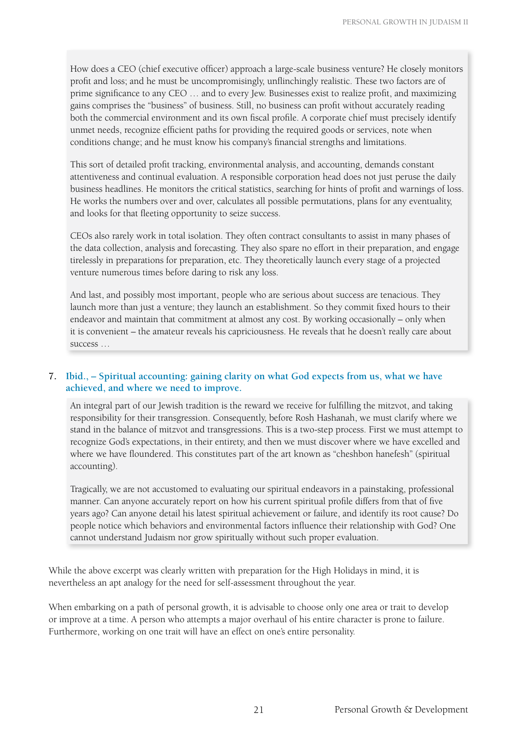How does a CEO (chief executive officer) approach a large-scale business venture? He closely monitors profit and loss; and he must be uncompromisingly, unflinchingly realistic. These two factors are of prime significance to any CEO … and to every Jew. Businesses exist to realize profit, and maximizing gains comprises the "business" of business. Still, no business can profit without accurately reading both the commercial environment and its own fiscal profile. A corporate chief must precisely identify unmet needs, recognize efficient paths for providing the required goods or services, note when conditions change; and he must know his company's financial strengths and limitations.

This sort of detailed profit tracking, environmental analysis, and accounting, demands constant attentiveness and continual evaluation. A responsible corporation head does not just peruse the daily business headlines. He monitors the critical statistics, searching for hints of profit and warnings of loss. He works the numbers over and over, calculates all possible permutations, plans for any eventuality, and looks for that fleeting opportunity to seize success.

CEOs also rarely work in total isolation. They often contract consultants to assist in many phases of the data collection, analysis and forecasting. They also spare no effort in their preparation, and engage tirelessly in preparations for preparation, etc. They theoretically launch every stage of a projected venture numerous times before daring to risk any loss.

And last, and possibly most important, people who are serious about success are tenacious. They launch more than just a venture; they launch an establishment. So they commit fixed hours to their endeavor and maintain that commitment at almost any cost. By working occasionally – only when it is convenient – the amateur reveals his capriciousness. He reveals that he doesn't really care about success …

7. **Ibid., – Spiritual accounting: gaining clarity on what God expects from us, what we have achieved, and where we need to improve.**

An integral part of our Jewish tradition is the reward we receive for fulfilling the mitzvot, and taking responsibility for their transgression. Consequently, before Rosh Hashanah, we must clarify where we stand in the balance of mitzvot and transgressions. This is a two-step process. First we must attempt to recognize God's expectations, in their entirety, and then we must discover where we have excelled and where we have floundered. This constitutes part of the art known as "cheshbon hanefesh" (spiritual accounting).

Tragically, we are not accustomed to evaluating our spiritual endeavors in a painstaking, professional manner. Can anyone accurately report on how his current spiritual profile differs from that of five years ago? Can anyone detail his latest spiritual achievement or failure, and identify its root cause? Do people notice which behaviors and environmental factors influence their relationship with God? One cannot understand Judaism nor grow spiritually without such proper evaluation.

While the above excerpt was clearly written with preparation for the High Holidays in mind, it is nevertheless an apt analogy for the need for self-assessment throughout the year.

When embarking on a path of personal growth, it is advisable to choose only one area or trait to develop or improve at a time. A person who attempts a major overhaul of his entire character is prone to failure. Furthermore, working on one trait will have an effect on one's entire personality.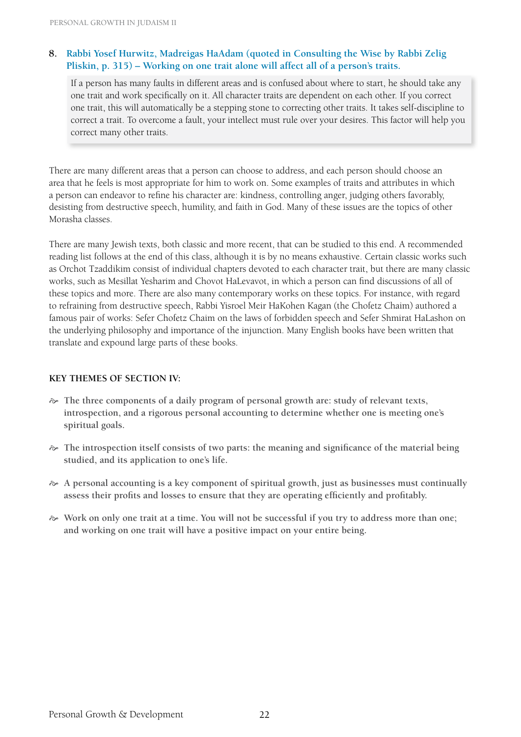8. **Rabbi Yosef Hurwitz, Madreigas HaAdam (quoted in Consulting the Wise by Rabbi Zelig Pliskin, p. 315) – Working on one trait alone will affect all of a person's traits.**

> If a person has many faults in different areas and is confused about where to start, he should take any one trait and work specifically on it. All character traits are dependent on each other. If you correct one trait, this will automatically be a stepping stone to correcting other traits. It takes self-discipline to correct a trait. To overcome a fault, your intellect must rule over your desires. This factor will help you correct many other traits.

There are many different areas that a person can choose to address, and each person should choose an area that he feels is most appropriate for him to work on. Some examples of traits and attributes in which a person can endeavor to refine his character are: kindness, controlling anger, judging others favorably, desisting from destructive speech, humility, and faith in God. Many of these issues are the topics of other Morasha classes.

There are many Jewish texts, both classic and more recent, that can be studied to this end. A recommended reading list follows at the end of this class, although it is by no means exhaustive. Certain classic works such as Orchot Tzaddikim consist of individual chapters devoted to each character trait, but there are many classic works, such as Mesillat Yesharim and Chovot HaLevavot, in which a person can find discussions of all of these topics and more. There are also many contemporary works on these topics. For instance, with regard to refraining from destructive speech, Rabbi Yisroel Meir HaKohen Kagan (the Chofetz Chaim) authored a famous pair of works: Sefer Chofetz Chaim on the laws of forbidden speech and Sefer Shmirat HaLashon on the underlying philosophy and importance of the injunction. Many English books have been written that translate and expound large parts of these books.

### KEY THEMES OF SECTION IV:

- **The three components of a daily program of personal growth are: study of relevant texts, introspection, and a rigorous personal accounting to determine whether one is meeting one's spiritual goals.**
- **The introspection itself consists of two parts: the meaning and significance of the material being studied, and its application to one's life.**
- **A personal accounting is a key component of spiritual growth, just as businesses must continually assess their profits and losses to ensure that they are operating efficiently and profitably.**
- **Work on only one trait at a time. You will not be successful if you try to address more than one; and working on one trait will have a positive impact on your entire being.**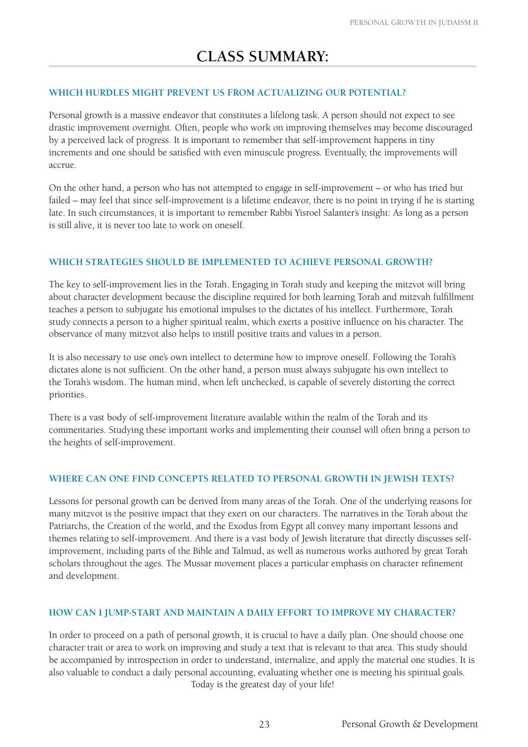# CLASS SUMMARY:

### WHICH HURDLES MIGHT PREVENT US FROM ACTUALIZING OUR POTENTIAL?

Personal growth is a massive endeavor that constitutes a lifelong task. A person should not expect to see drastic improvement overnight. Often, people who work on improving themselves may become discouraged by a perceived lack of progress. It is important to remember that self-improvement happens in tiny increments and one should be satisfied with even minuscule progress. Eventually, the improvements will accrue.

On the other hand, a person who has not attempted to engage in self-improvement – or who has tried but failed – may feel that since self-improvement is a lifetime endeavor, there is no point in trying if he is starting late. In such circumstances, it is important to remember Rabbi Yisroel Salanter's insight: As long as a person is still alive, it is never too late to work on oneself.

### WHICH STRATEGIES SHOULD BE IMPLEMENTED TO ACHIEVE PERSONAL GROWTH?

The key to self-improvement lies in the Torah. Engaging in Torah study and keeping the mitzvot will bring about character development because the discipline required for both learning Torah and mitzvah fulfillment teaches a person to subjugate his emotional impulses to the dictates of his intellect. Furthermore, Torah study connects a person to a higher spiritual realm, which exerts a positive influence on his character. The observance of many mitzvot also helps to instill positive traits and values in a person.

It is also necessary to use one's own intellect to determine how to improve oneself. Following the Torah's dictates alone is not sufficient. On the other hand, a person must always subjugate his own intellect to the Torah's wisdom. The human mind, when left unchecked, is capable of severely distorting the correct priorities.

There is a vast body of self-improvement literature available within the realm of the Torah and its commentaries. Studying these important works and implementing their counsel will often bring a person to the heights of self-improvement.

### WHERE CAN ONE FIND CONCEPTS RELATED TO PERSONAL GROWTH IN JEWISH TEXTS?

Lessons for personal growth can be derived from many areas of the Torah. One of the underlying reasons for many mitzvot is the positive impact that they exert on our characters. The narratives in the Torah about the Patriarchs, the Creation of the world, and the Exodus from Egypt all convey many important lessons and themes relating to self-improvement. And there is a vast body of Jewish literature that directly discusses self-improvement, including parts of the Bible and Talmud, as well as numerous works authored by great Torah scholars throughout the ages. The Mussar movement places a particular emphasis on character refinement and development.

### HOW CAN I JUMP-START AND MAINTAIN A DAILY EFFORT TO IMPROVE MY CHARACTER?

In order to proceed on a path of personal growth, it is crucial to have a daily plan. One should choose one character trait or area to work on improving and study a text that is relevant to that area. This study should be accompanied by introspection in order to understand, internalize, and apply the material one studies. It is also valuable to conduct a daily personal accounting, evaluating whether one is meeting his spiritual goals.

Today is the greatest day of your life!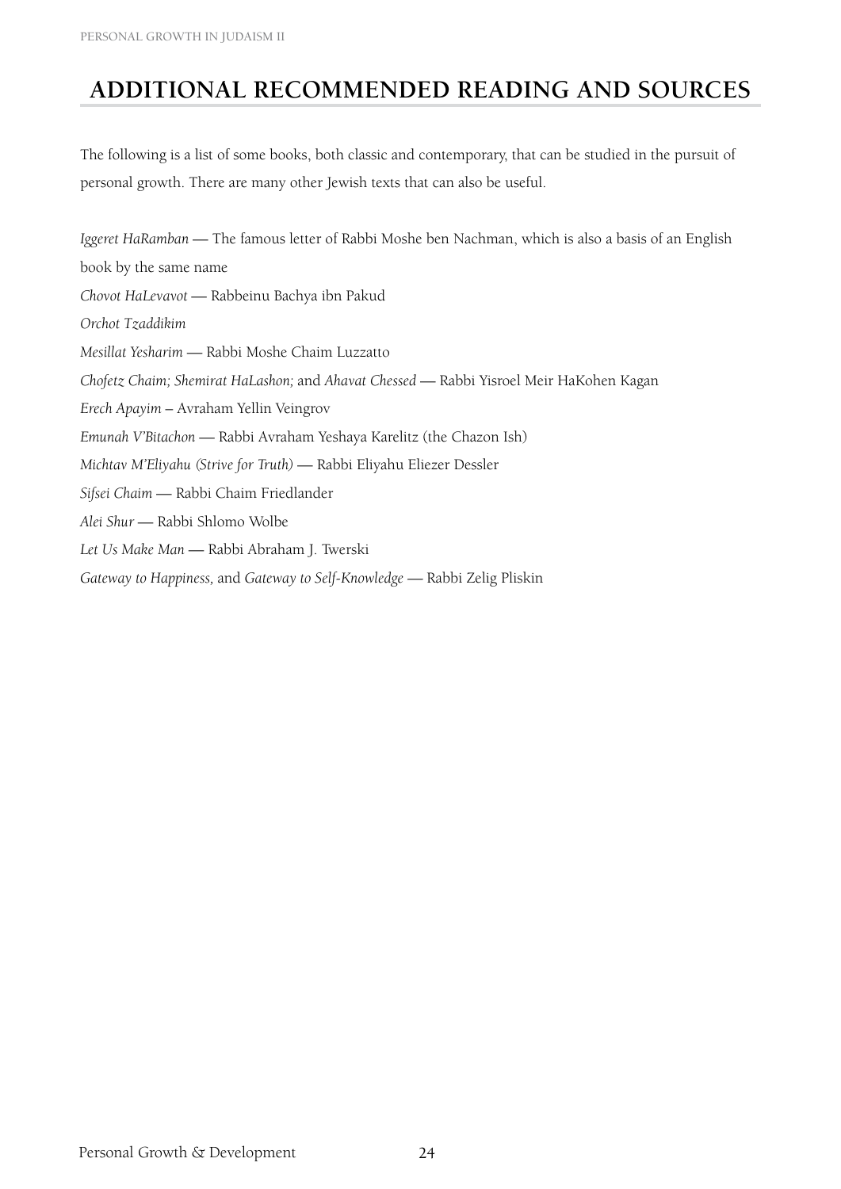## ADDITIONAL RECOMMENDED READING AND SOURCES

The following is a list of some books, both classic and contemporary, that can be studied in the pursuit of personal growth. There are many other Jewish texts that can also be useful.

*Iggeret HaRamban* — The famous letter of Rabbi Moshe ben Nachman, which is also a basis of an English book by the same name

*Chovot HaLevavot* — Rabbeinu Bachya ibn Pakud

*Orchot Tzaddikim*

*Mesillat Yesharim* — Rabbi Moshe Chaim Luzzatto

*Chofetz Chaim; Shemirat HaLashon;* and *Ahavat Chessed* — Rabbi Yisroel Meir HaKohen Kagan

*Erech Apayim* – Avraham Yellin Veingrov

*Emunah V'Bitachon* — Rabbi Avraham Yeshaya Karelitz (the Chazon Ish)

*Michtav M'Eliyahu (Strive for Truth)* — Rabbi Eliyahu Eliezer Dessler

*Sifsei Chaim* — Rabbi Chaim Friedlander

*Alei Shur* — Rabbi Shlomo Wolbe

*Let Us Make Man* — Rabbi Abraham J. Twerski

*Gateway to Happiness,* and *Gateway to Self-Knowledge* — Rabbi Zelig Pliskin